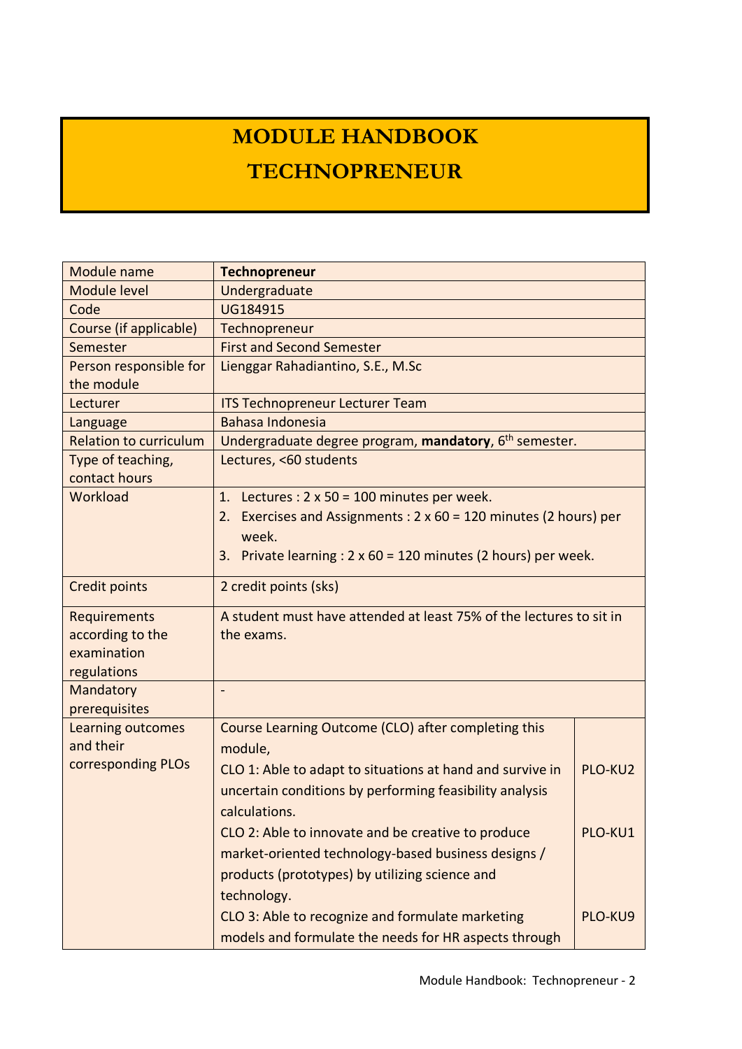# MODULE HANDBOOK

# TECHNOPRENEUR

| Module name | **Technopreneur** | |
|---|---|---|
| Module level | Undergraduate | |
| Code | UG184915 | |
| Course (if applicable) | Technopreneur | |
| Semester | First and Second Semester | |
| Person responsible for the module | Lienggar Rahadiantino, S.E., M.Sc | |
| Lecturer | ITS Technopreneur Lecturer Team | |
| Language | Bahasa Indonesia | |
| Relation to curriculum | Undergraduate degree program, **mandatory**, 6th semester. | |
| Type of teaching, contact hours | Lectures, <60 students | |
| Workload | 1. Lectures : 2 x 50 = 100 minutes per week.<br>2. Exercises and Assignments : 2 x 60 = 120 minutes (2 hours) per week.<br>3. Private learning : 2 x 60 = 120 minutes (2 hours) per week. | |
| Credit points | 2 credit points (sks) | |
| Requirements according to the examination regulations | A student must have attended at least 75% of the lectures to sit in the exams. | |
| Mandatory prerequisites | - | |
| Learning outcomes and their corresponding PLOs | Course Learning Outcome (CLO) after completing this module, | |
| | CLO 1: Able to adapt to situations at hand and survive in uncertain conditions by performing feasibility analysis calculations. | PLO-KU2 |
| | CLO 2: Able to innovate and be creative to produce market-oriented technology-based business designs / products (prototypes) by utilizing science and technology. | PLO-KU1 |
| | CLO 3: Able to recognize and formulate marketing models and formulate the needs for HR aspects through | PLO-KU9 |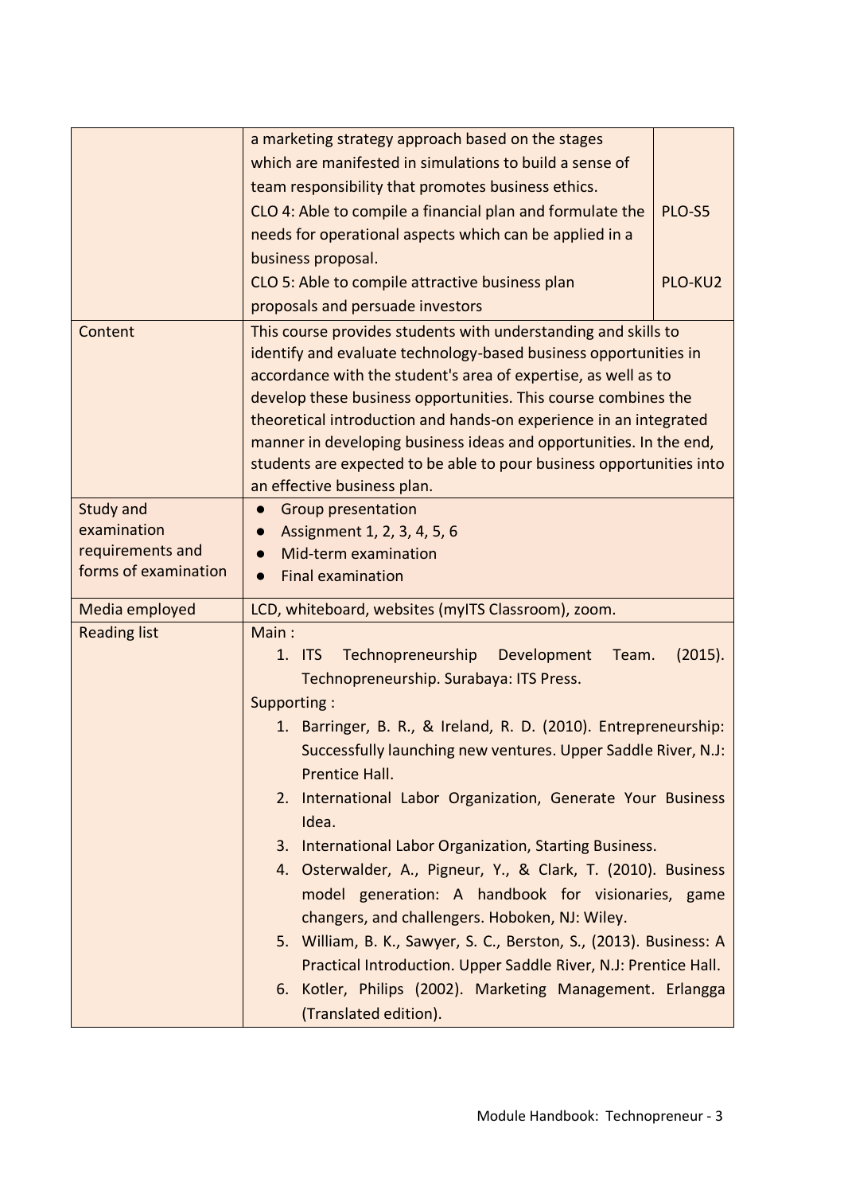| | | |
|---|---|---|
| | a marketing strategy approach based on the stages which are manifested in simulations to build a sense of team responsibility that promotes business ethics. | |
| | CLO 4: Able to compile a financial plan and formulate the needs for operational aspects which can be applied in a business proposal. | PLO-S5 |
| | CLO 5: Able to compile attractive business plan proposals and persuade investors | PLO-KU2 |
| Content | This course provides students with understanding and skills to identify and evaluate technology-based business opportunities in accordance with the student's area of expertise, as well as to develop these business opportunities. This course combines the theoretical introduction and hands-on experience in an integrated manner in developing business ideas and opportunities. In the end, students are expected to be able to pour business opportunities into an effective business plan. | |
| Study and examination requirements and forms of examination | ● Group presentation<br>● Assignment 1, 2, 3, 4, 5, 6<br>● Mid-term examination<br>● Final examination | |
| Media employed | LCD, whiteboard, websites (myITS Classroom), zoom. | |
| Reading list | Main :<br>1. ITS Technopreneurship Development Team. (2015). Technopreneurship. Surabaya: ITS Press.<br>Supporting :<br>1. Barringer, B. R., & Ireland, R. D. (2010). Entrepreneurship: Successfully launching new ventures. Upper Saddle River, N.J: Prentice Hall.<br>2. International Labor Organization, Generate Your Business Idea.<br>3. International Labor Organization, Starting Business.<br>4. Osterwalder, A., Pigneur, Y., & Clark, T. (2010). Business model generation: A handbook for visionaries, game changers, and challengers. Hoboken, NJ: Wiley.<br>5. William, B. K., Sawyer, S. C., Berston, S., (2013). Business: A Practical Introduction. Upper Saddle River, N.J: Prentice Hall.<br>6. Kotler, Philips (2002). Marketing Management. Erlangga (Translated edition). | |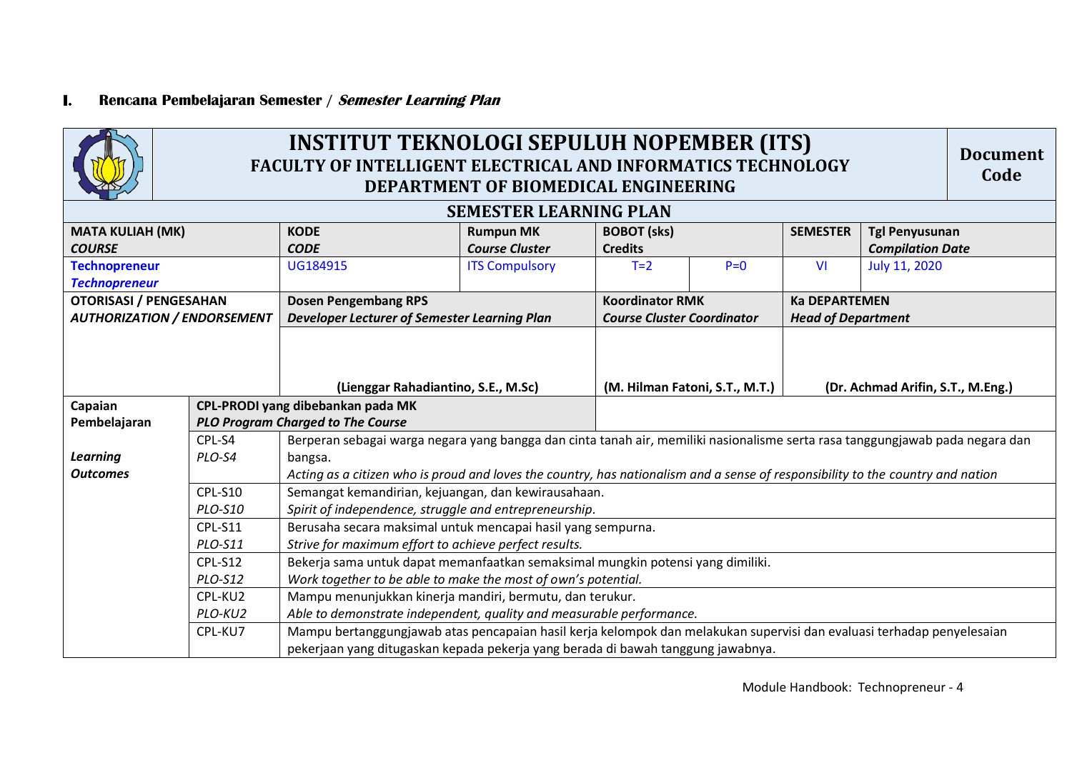## I. Rencana Pembelajaran Semester / *Semester Learning Plan*

| INSTITUT TEKNOLOGI SEPULUH NOPEMBER (ITS)<br>FACULTY OF INTELLIGENT ELECTRICAL AND INFORMATICS TECHNOLOGY<br>DEPARTMENT OF BIOMEDICAL ENGINEERING | | | | | | | Document Code |
|---|---|---|---|---|---|---|---|
| **SEMESTER LEARNING PLAN** | | | | | | | |
| **MATA KULIAH (MK)**<br>***COURSE*** | | **KODE**<br>***CODE*** | **Rumpun MK**<br>***Course Cluster*** | **BOBOT (sks)**<br>**Credits** | | **SEMESTER** | **Tgl Penyusunan**<br>***Compilation Date*** |
| **Technopreneur**<br>***Technopreneur*** | | UG184915 | ITS Compulsory | T=2 | P=0 | VI | July 11, 2020 |
| **OTORISASI / PENGESAHAN**<br>***AUTHORIZATION / ENDORSEMENT*** | | **Dosen Pengembang RPS**<br>***Developer Lecturer of Semester Learning Plan*** | | **Koordinator RMK**<br>***Course Cluster Coordinator*** | | **Ka DEPARTEMEN**<br>***Head of Department*** | |
| | | **(Lienggar Rahadiantino, S.E., M.Sc)** | | **(M. Hilman Fatoni, S.T., M.T.)** | | **(Dr. Achmad Arifin, S.T., M.Eng.)** | |

| Capaian Pembelajaran<br><br>***Learning Outcomes*** | **CPL-PRODI yang dibebankan pada MK**<br>***PLO Program Charged to The Course*** | |
|---|---|---|
| | CPL-S4<br>*PLO-S4* | Berperan sebagai warga negara yang bangga dan cinta tanah air, memiliki nasionalisme serta rasa tanggungjawab pada negara dan bangsa.<br>*Acting as a citizen who is proud and loves the country, has nationalism and a sense of responsibility to the country and nation* |
| | CPL-S10<br>*PLO-S10* | Semangat kemandirian, kejuangan, dan kewirausahaan.<br>*Spirit of independence, struggle and entrepreneurship.* |
| | CPL-S11<br>*PLO-S11* | Berusaha secara maksimal untuk mencapai hasil yang sempurna.<br>*Strive for maximum effort to achieve perfect results.* |
| | CPL-S12<br>*PLO-S12* | Bekerja sama untuk dapat memanfaatkan semaksimal mungkin potensi yang dimiliki.<br>*Work together to be able to make the most of own's potential.* |
| | CPL-KU2<br>*PLO-KU2* | Mampu menunjukkan kinerja mandiri, bermutu, dan terukur.<br>*Able to demonstrate independent, quality and measurable performance.* |
| | CPL-KU7 | Mampu bertanggungjawab atas pencapaian hasil kerja kelompok dan melakukan supervisi dan evaluasi terhadap penyelesaian pekerjaan yang ditugaskan kepada pekerja yang berada di bawah tanggung jawabnya. |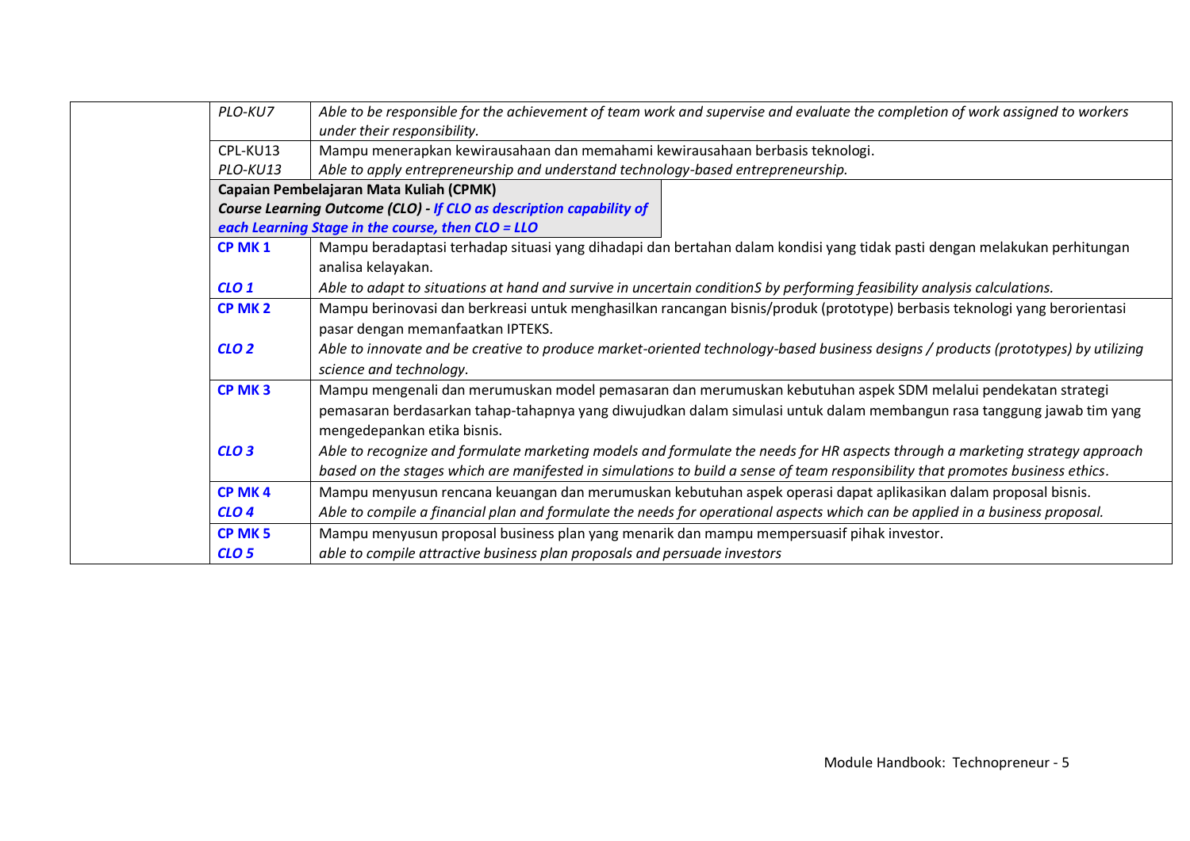| | | |
|---|---|---|
| | *PLO-KU7* | *Able to be responsible for the achievement of team work and supervise and evaluate the completion of work assigned to workers under their responsibility.* |
| | CPL-KU13<br>*PLO-KU13* | Mampu menerapkan kewirausahaan dan memahami kewirausahaan berbasis teknologi.<br>*Able to apply entrepreneurship and understand technology-based entrepreneurship.* |
| | **Capaian Pembelajaran Mata Kuliah (CPMK)**<br>***Course Learning Outcome (CLO) - If CLO as description capability of each Learning Stage in the course, then CLO = LLO*** | |
| | **CP MK 1**<br><br>***CLO 1*** | Mampu beradaptasi terhadap situasi yang dihadapi dan bertahan dalam kondisi yang tidak pasti dengan melakukan perhitungan analisa kelayakan.<br>*Able to adapt to situations at hand and survive in uncertain conditionS by performing feasibility analysis calculations.* |
| | **CP MK 2**<br><br>***CLO 2*** | Mampu berinovasi dan berkreasi untuk menghasilkan rancangan bisnis/produk (prototype) berbasis teknologi yang berorientasi pasar dengan memanfaatkan IPTEKS.<br>*Able to innovate and be creative to produce market-oriented technology-based business designs / products (prototypes) by utilizing science and technology.* |
| | **CP MK 3**<br><br><br>***CLO 3*** | Mampu mengenali dan merumuskan model pemasaran dan merumuskan kebutuhan aspek SDM melalui pendekatan strategi pemasaran berdasarkan tahap-tahapnya yang diwujudkan dalam simulasi untuk dalam membangun rasa tanggung jawab tim yang mengedepankan etika bisnis.<br>*Able to recognize and formulate marketing models and formulate the needs for HR aspects through a marketing strategy approach based on the stages which are manifested in simulations to build a sense of team responsibility that promotes business ethics.* |
| | **CP MK 4**<br>***CLO 4*** | Mampu menyusun rencana keuangan dan merumuskan kebutuhan aspek operasi dapat aplikasikan dalam proposal bisnis.<br>*Able to compile a financial plan and formulate the needs for operational aspects which can be applied in a business proposal.* |
| | **CP MK 5**<br>***CLO 5*** | Mampu menyusun proposal business plan yang menarik dan mampu mempersuasif pihak investor.<br>*able to compile attractive business plan proposals and persuade investors* |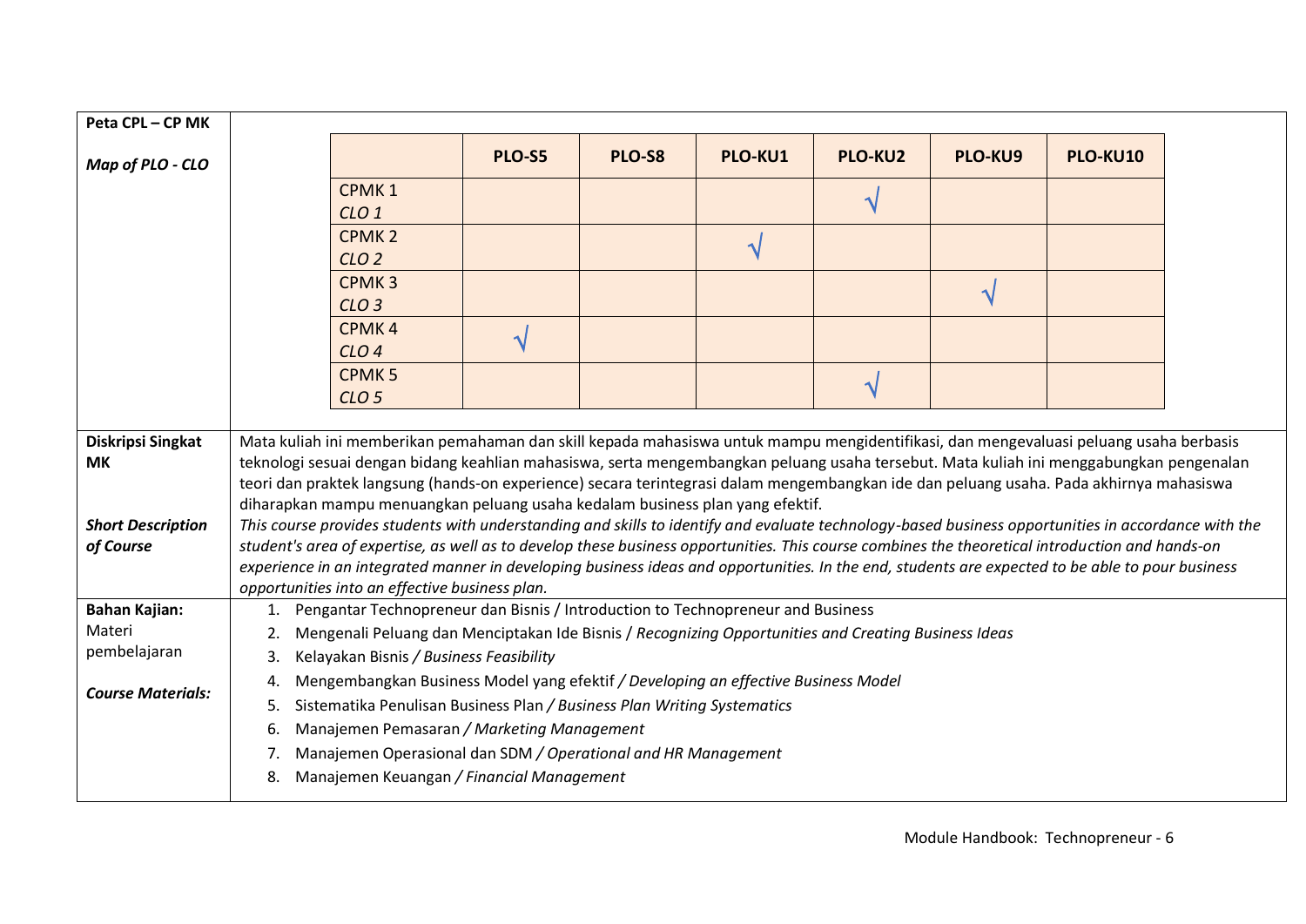| | |
|---|---|
| **Peta CPL – CP MK**<br><br>***Map of PLO - CLO*** | |

| | PLO-S5 | PLO-S8 | PLO-KU1 | PLO-KU2 | PLO-KU9 | PLO-KU10 |
|---|---|---|---|---|---|---|
| CPMK 1<br>*CLO 1* | | | | √ | | |
| CPMK 2<br>*CLO 2* | | | √ | | | |
| CPMK 3<br>*CLO 3* | | | | | √ | |
| CPMK 4<br>*CLO 4* | √ | | | | | |
| CPMK 5<br>*CLO 5* | | | | √ | | |

| | |
|---|---|
| **Diskripsi Singkat MK**<br><br>***Short Description of Course*** | Mata kuliah ini memberikan pemahaman dan skill kepada mahasiswa untuk mampu mengidentifikasi, dan mengevaluasi peluang usaha berbasis teknologi sesuai dengan bidang keahlian mahasiswa, serta mengembangkan peluang usaha tersebut. Mata kuliah ini menggabungkan pengenalan teori dan praktek langsung (hands-on experience) secara terintegrasi dalam mengembangkan ide dan peluang usaha. Pada akhirnya mahasiswa diharapkan mampu menuangkan peluang usaha kedalam business plan yang efektif.<br>*This course provides students with understanding and skills to identify and evaluate technology-based business opportunities in accordance with the student's area of expertise, as well as to develop these business opportunities. This course combines the theoretical introduction and hands-on experience in an integrated manner in developing business ideas and opportunities. In the end, students are expected to be able to pour business opportunities into an effective business plan.* |
| **Bahan Kajian:** Materi pembelajaran<br><br>***Course Materials:*** | 1. Pengantar Technopreneur dan Bisnis / Introduction to Technopreneur and Business<br>2. Mengenali Peluang dan Menciptakan Ide Bisnis / *Recognizing Opportunities and Creating Business Ideas*<br>3. Kelayakan Bisnis */ Business Feasibility*<br>4. Mengembangkan Business Model yang efektif */ Developing an effective Business Model*<br>5. Sistematika Penulisan Business Plan */ Business Plan Writing Systematics*<br>6. Manajemen Pemasaran */ Marketing Management*<br>7. Manajemen Operasional dan SDM */ Operational and HR Management*<br>8. Manajemen Keuangan */ Financial Management* |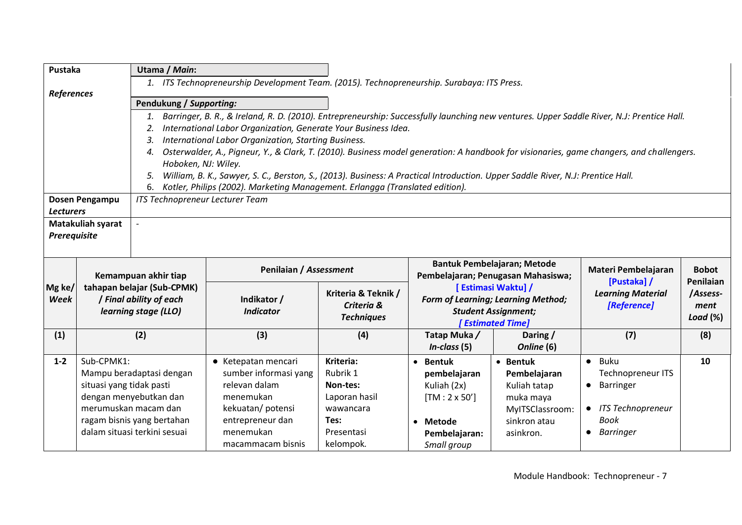| **Pustaka** *References* | **Utama / *Main*:** |
|---|---|
| | 1. *ITS Technopreneurship Development Team. (2015). Technopreneurship. Surabaya: ITS Press.* |
| | **Pendukung / *Supporting*:** |
| | 1. *Barringer, B. R., & Ireland, R. D. (2010). Entrepreneurship: Successfully launching new ventures. Upper Saddle River, N.J: Prentice Hall.* <br> 2. *International Labor Organization, Generate Your Business Idea.* <br> 3. *International Labor Organization, Starting Business.* <br> 4. *Osterwalder, A., Pigneur, Y., & Clark, T. (2010). Business model generation: A handbook for visionaries, game changers, and challengers. Hoboken, NJ: Wiley.* <br> 5. *William, B. K., Sawyer, S. C., Berston, S., (2013). Business: A Practical Introduction. Upper Saddle River, N.J: Prentice Hall.* <br> 6. *Kotler, Philips (2002). Marketing Management. Erlangga (Translated edition).* |
| **Dosen Pengampu** ***Lecturers*** | *ITS Technopreneur Lecturer Team* |
| **Matakuliah syarat** ***Prerequisite*** | - |

| **Mg ke/ *Week*** | **Kemampuan akhir tiap tahapan belajar (Sub-CPMK) / *Final ability of each learning stage (LLO)*** | **Penilaian / *Assessment*** | | **Bantuk Pembelajaran; Metode Pembelajaran; Penugasan Mahasiswa; [ Estimasi Waktu] / *Form of Learning; Learning Method; Student Assignment; [ Estimated Time]*** | | **Materi Pembelajaran [Pustaka] / *Learning Material [Reference]*** | **Bobot Penilaian /*Assess-ment Load* (%)** |
|---|---|---|---|---|---|---|---|
| | | **Indikator / *Indicator*** | **Kriteria & Teknik / *Criteria & Techniques*** | **Tatap Muka / *In-class* (5)** | **Daring / *Online* (6)** | | |
| **(1)** | **(2)** | **(3)** | **(4)** | | | **(7)** | **(8)** |
| **1-2** | Sub-CPMK1: Mampu beradaptasi dengan situasi yang tidak pasti dengan menyebutkan dan merumuskan macam dan ragam bisnis yang bertahan dalam situasi terkini sesuai | • Ketepatan mencari sumber informasi yang relevan dalam menemukan kekuatan/ potensi entrepreneur dan menemukan macammacam bisnis | **Kriteria:** Rubrik 1 **Non-tes:** Laporan hasil wawancara **Tes:** Presentasi kelompok. | • **Bentuk pembelajaran** Kuliah (2x) [TM : 2 x 50'] • **Metode Pembelajaran:** *Small group* | • **Bentuk Pembelajaran** Kuliah tatap muka maya MyITSClassroom: sinkron atau asinkron. | • Buku Technopreneur ITS • Barringer • *ITS Technopreneur Book* • *Barringer* | 10 |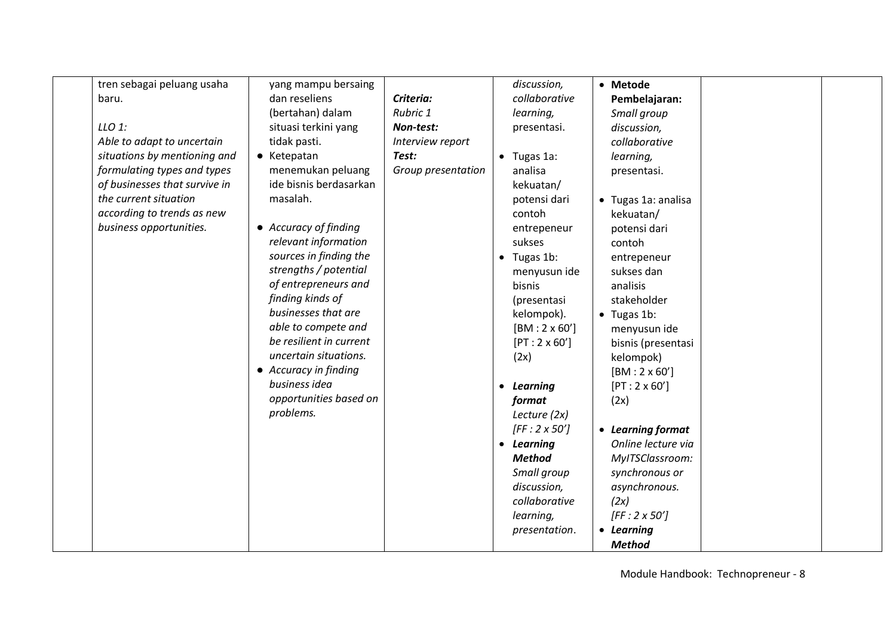| | | | | | | | |
|---|---|---|---|---|---|---|---|
| | tren sebagai peluang usaha baru.<br><br>*LLO 1:*<br>*Able to adapt to uncertain situations by mentioning and formulating types and types of businesses that survive in the current situation according to trends as new business opportunities.* | yang mampu bersaing dan reseliens (bertahan) dalam situasi terkini yang tidak pasti.<br>● Ketepatan menemukan peluang ide bisnis berdasarkan masalah.<br><br>● *Accuracy of finding relevant information sources in finding the strengths / potential of entrepreneurs and finding kinds of businesses that are able to compete and be resilient in current uncertain situations.*<br>● *Accuracy in finding business idea opportunities based on problems.* | ***Criteria:***<br>*Rubric 1*<br>***Non-test:***<br>*Interview report*<br>***Test:***<br>*Group presentation* | *discussion, collaborative learning,* presentasi.<br><br>● Tugas 1a: analisa kekuatan/ potensi dari contoh entrepeneur sukses<br>● Tugas 1b: menyusun ide bisnis (presentasi kelompok).<br>[BM : 2 x 60']<br>[PT : 2 x 60']<br>(2x)<br><br>● ***Learning format***<br>*Lecture (2x)*<br>*[FF : 2 x 50']*<br>● ***Learning Method***<br>*Small group discussion, collaborative learning, presentation*. | ● **Metode Pembelajaran:**<br>*Small group discussion, collaborative learning,* presentasi.<br><br>● Tugas 1a: analisa kekuatan/ potensi dari contoh entrepeneur sukses dan analisis stakeholder<br>● Tugas 1b: menyusun ide bisnis (presentasi kelompok)<br>[BM : 2 x 60']<br>[PT : 2 x 60']<br>(2x)<br><br>● ***Learning format***<br>*Online lecture via MyITSClassroom: synchronous or asynchronous. (2x)*<br>*[FF : 2 x 50']*<br>● ***Learning Method*** | | |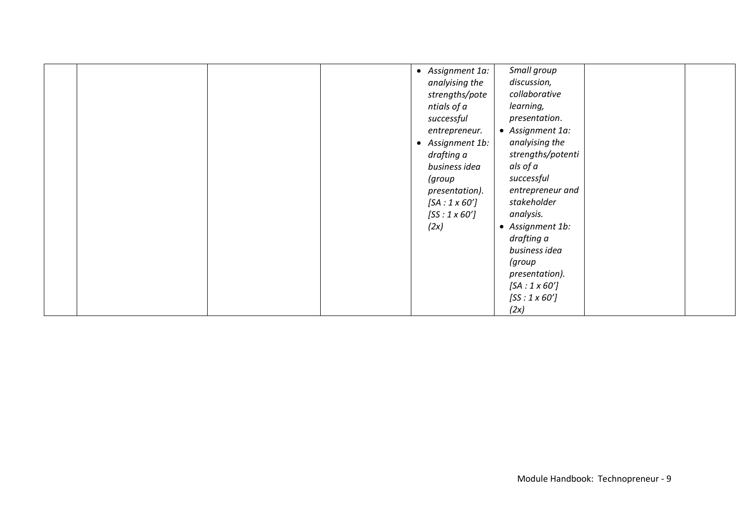| | | | | | | | |
|---|---|---|---|---|---|---|---|
| | | | | • *Assignment 1a: analyising the strengths/potentials of a successful entrepreneur.* <br> • *Assignment 1b: drafting a business idea (group presentation). [SA : 1 x 60’] [SS : 1 x 60’] (2x)* | *Small group discussion, collaborative learning, presentation.* <br> • *Assignment 1a: analyising the strengths/potentials of a successful entrepreneur and stakeholder analysis.* <br> • *Assignment 1b: drafting a business idea (group presentation). [SA : 1 x 60’] [SS : 1 x 60’] (2x)* | | |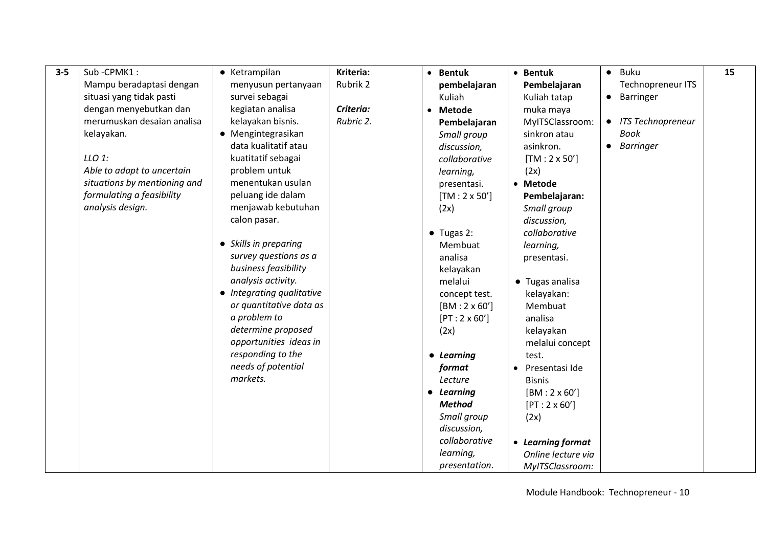| 3-5 | Sub -CPMK1 :<br>Mampu beradaptasi dengan situasi yang tidak pasti dengan menyebutkan dan merumuskan desaian analisa kelayakan.<br><br>*LLO 1:*<br>*Able to adapt to uncertain situations by mentioning and formulating a feasibility analysis design.* | • Ketrampilan menyusun pertanyaan survei sebagai kegiatan analisa kelayakan bisnis.<br>• Mengintegrasikan data kualitatif atau kuatitatif sebagai problem untuk menentukan usulan peluang ide dalam menjawab kebutuhan calon pasar.<br><br>• *Skills in preparing survey questions as a business feasibility analysis activity.*<br>• *Integrating qualitative or quantitative data as a problem to determine proposed opportunities ideas in responding to the needs of potential markets.* | **Kriteria:**<br>Rubrik 2<br><br>***Criteria:***<br>*Rubric 2.* | • **Bentuk pembelajaran** Kuliah<br>• **Metode Pembelajaran** *Small group discussion, collaborative learning,* presentasi. [TM : 2 x 50'] (2x)<br><br>• Tugas 2: Membuat analisa kelayakan melalui concept test. [BM : 2 x 60'] [PT : 2 x 60'] (2x)<br><br>• ***Learning format*** *Lecture*<br>• ***Learning Method*** *Small group discussion, collaborative learning, presentation.* | • **Bentuk Pembelajaran** Kuliah tatap muka maya MyITSClassroom: sinkron atau asinkron. [TM : 2 x 50'] (2x)<br>• **Metode Pembelajaran:** *Small group discussion, collaborative learning,* presentasi.<br><br>• Tugas analisa kelayakan: Membuat analisa kelayakan melalui concept test.<br>• Presentasi Ide Bisnis [BM : 2 x 60'] [PT : 2 x 60'] (2x)<br><br>• ***Learning format*** *Online lecture via MyITSClassroom:* | • Buku Technopreneur ITS<br>• Barringer<br><br>• *ITS Technopreneur Book*<br>• *Barringer* | **15** |
|---|---|---|---|---|---|---|---|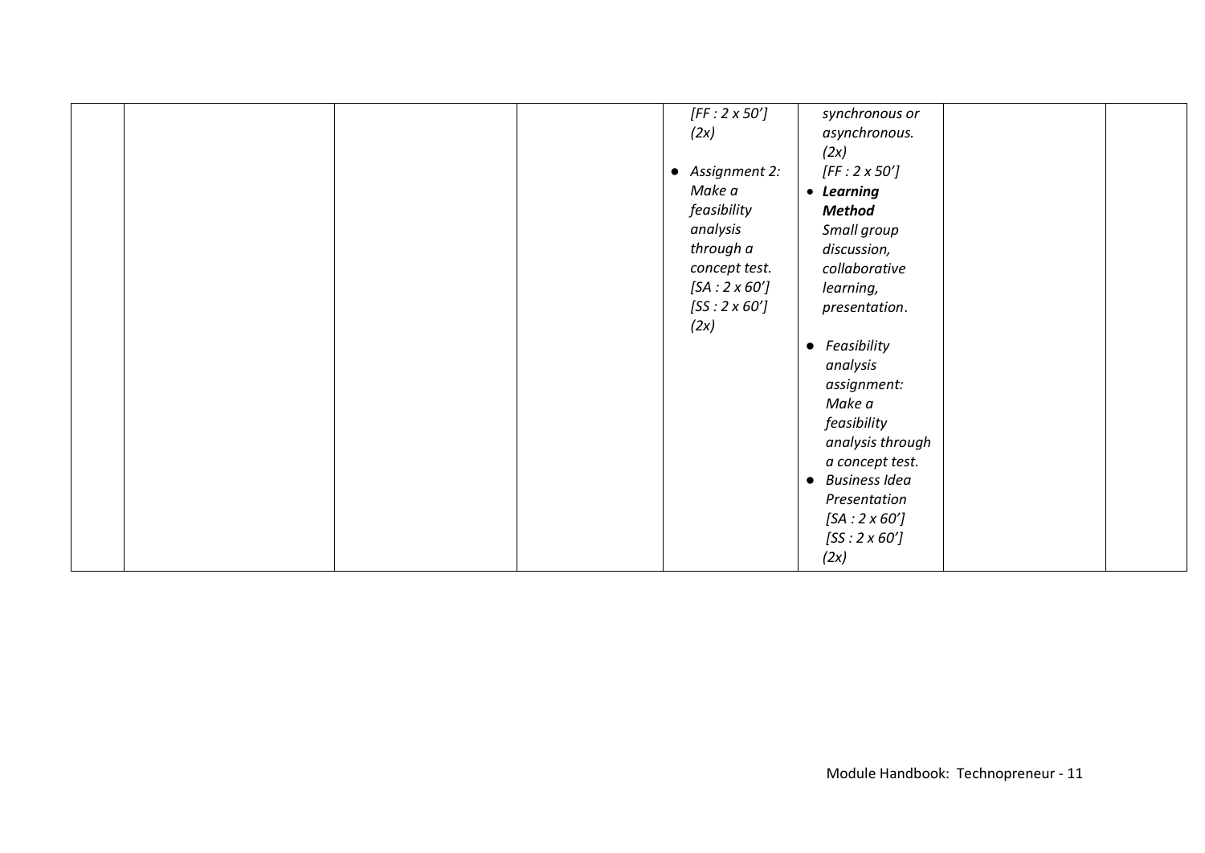| | | | | | | | |
|---|---|---|---|---|---|---|---|
| | | | | *[FF : 2 x 50’]* *(2x)*<br><br>● *Assignment 2: Make a feasibility analysis through a concept test.* *[SA : 2 x 60’]* *[SS : 2 x 60’]* *(2x)* | *synchronous or asynchronous.* *(2x)* *[FF : 2 x 50’]*<br>● ***Learning Method*** *Small group discussion, collaborative learning, presentation.*<br><br>● *Feasibility analysis assignment: Make a feasibility analysis through a concept test.*<br>● *Business Idea Presentation* *[SA : 2 x 60’]* *[SS : 2 x 60’]* *(2x)* | | |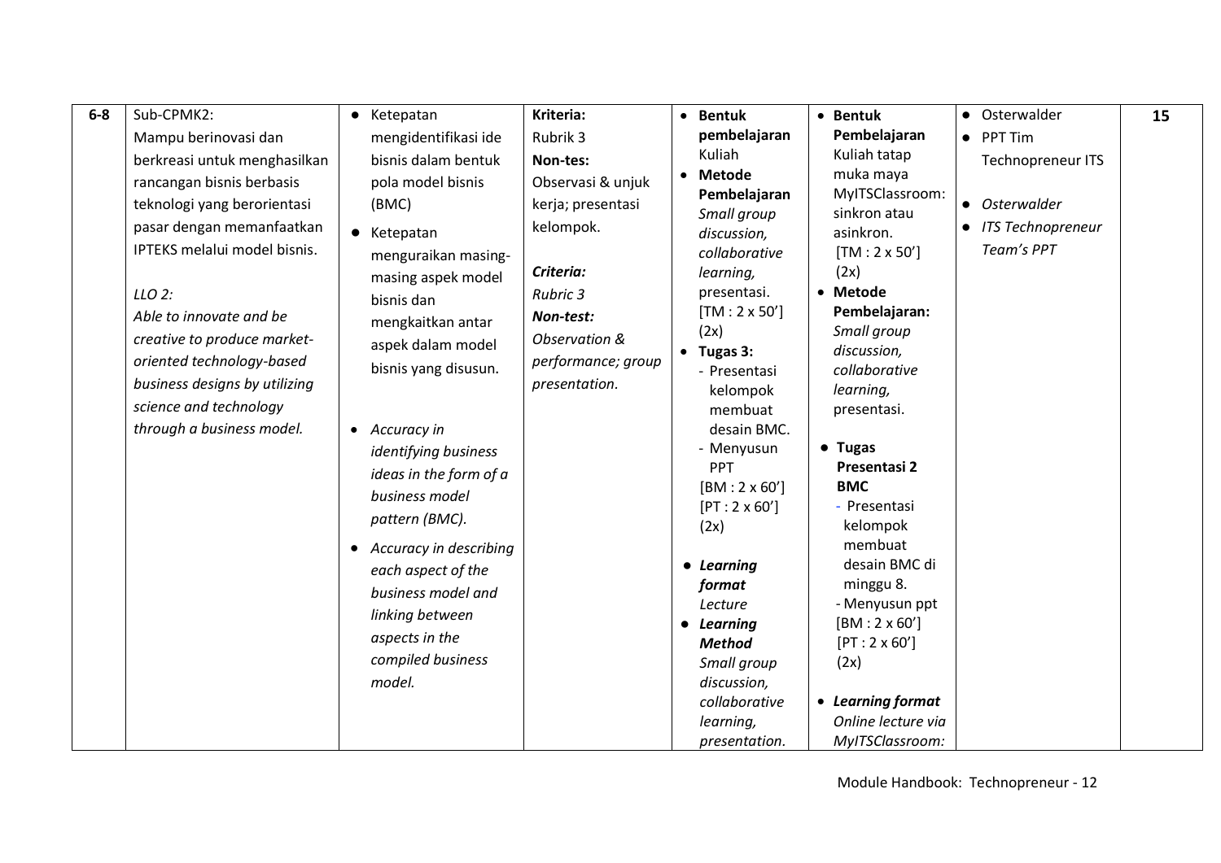| | | | | | | | |
|---|---|---|---|---|---|---|---|
| **6-8** | Sub-CPMK2:<br>Mampu berinovasi dan berkreasi untuk menghasilkan rancangan bisnis berbasis teknologi yang berorientasi pasar dengan memanfaatkan IPTEKS melalui model bisnis.<br><br>*LLO 2:*<br>*Able to innovate and be creative to produce market-oriented technology-based business designs by utilizing science and technology through a business model.* | • Ketepatan mengidentifikasi ide bisnis dalam bentuk pola model bisnis (BMC)<br>• Ketepatan menguraikan masing-masing aspek model bisnis dan mengkaitkan antar aspek dalam model bisnis yang disusun.<br><br>• *Accuracy in identifying business ideas in the form of a business model pattern (BMC).*<br>• *Accuracy in describing each aspect of the business model and linking between aspects in the compiled business model.* | **Kriteria:**<br>Rubrik 3<br>**Non-tes:**<br>Observasi & unjuk kerja; presentasi kelompok.<br><br>***Criteria:***<br>*Rubric 3*<br>***Non-test:***<br>*Observation & performance; group presentation.* | • **Bentuk pembelajaran**<br>Kuliah<br>• **Metode Pembelajaran**<br>*Small group discussion, collaborative learning,* presentasi.<br>[TM : 2 x 50'] (2x)<br>• **Tugas 3:**<br>- Presentasi kelompok membuat desain BMC.<br>- Menyusun PPT<br>[BM : 2 x 60']<br>[PT : 2 x 60'] (2x)<br><br>• ***Learning format***<br>*Lecture*<br>• ***Learning Method***<br>*Small group discussion, collaborative learning, presentation.* | • **Bentuk Pembelajaran**<br>Kuliah tatap muka maya MyITSClassroom: sinkron atau asinkron.<br>[TM : 2 x 50'] (2x)<br>• **Metode Pembelajaran:**<br>*Small group discussion, collaborative learning,* presentasi.<br><br>• **Tugas Presentasi 2 BMC**<br>- Presentasi kelompok membuat desain BMC di minggu 8.<br>- Menyusun ppt<br>[BM : 2 x 60']<br>[PT : 2 x 60'] (2x)<br><br>• ***Learning format***<br>*Online lecture via MyITSClassroom:* | • Osterwalder<br>• PPT Tim Technopreneur ITS<br><br>• *Osterwalder*<br>• *ITS Technopreneur Team's PPT* | **15** |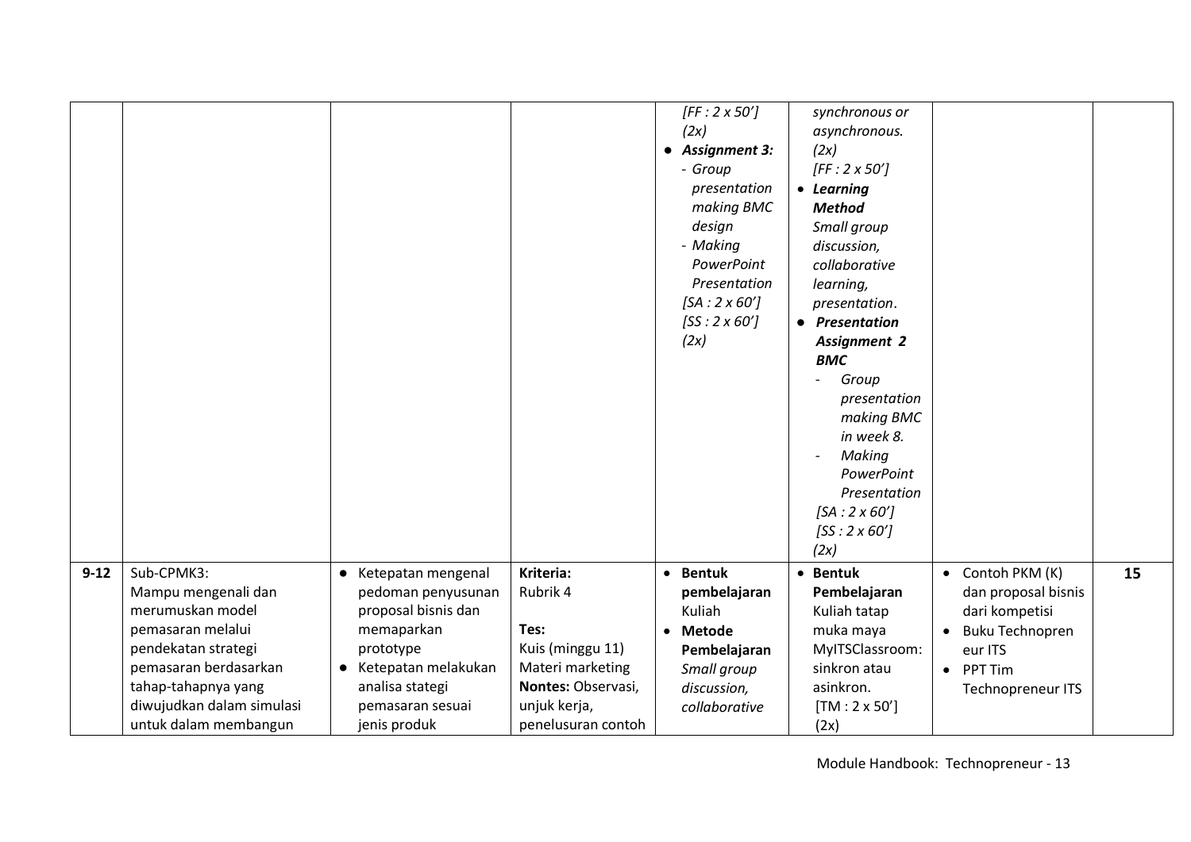| | | | | | | | |
|---|---|---|---|---|---|---|---|
| | | | | *[FF : 2 x 50']* *(2x)* • ***Assignment 3:*** *- Group presentation making BMC design* *- Making PowerPoint Presentation* *[SA : 2 x 60']* *[SS : 2 x 60']* *(2x)* | *synchronous or asynchronous.* *(2x)* *[FF : 2 x 50']* • ***Learning Method*** *Small group discussion, collaborative learning, presentation*. • ***Presentation Assignment 2 BMC*** *- Group presentation making BMC in week 8.* *- Making PowerPoint Presentation* *[SA : 2 x 60']* *[SS : 2 x 60']* *(2x)* | | |
| **9-12** | Sub-CPMK3: Mampu mengenali dan merumuskan model pemasaran melalui pendekatan strategi pemasaran berdasarkan tahap-tahapnya yang diwujudkan dalam simulasi untuk dalam membangun | • Ketepatan mengenal pedoman penyusunan proposal bisnis dan memaparkan prototype • Ketepatan melakukan analisa stategi pemasaran sesuai jenis produk | **Kriteria:** Rubrik 4 **Tes:** Kuis (minggu 11) Materi marketing **Nontes:** Observasi, unjuk kerja, penelusuran contoh | • **Bentuk pembelajaran** Kuliah • **Metode Pembelajaran** *Small group discussion, collaborative* | • **Bentuk Pembelajaran** Kuliah tatap muka maya MyITSClassroom: sinkron atau asinkron. [TM : 2 x 50'] (2x) | • Contoh PKM (K) dan proposal bisnis dari kompetisi • Buku Technopreneur ITS • PPT Tim Technopreneur ITS | **15** |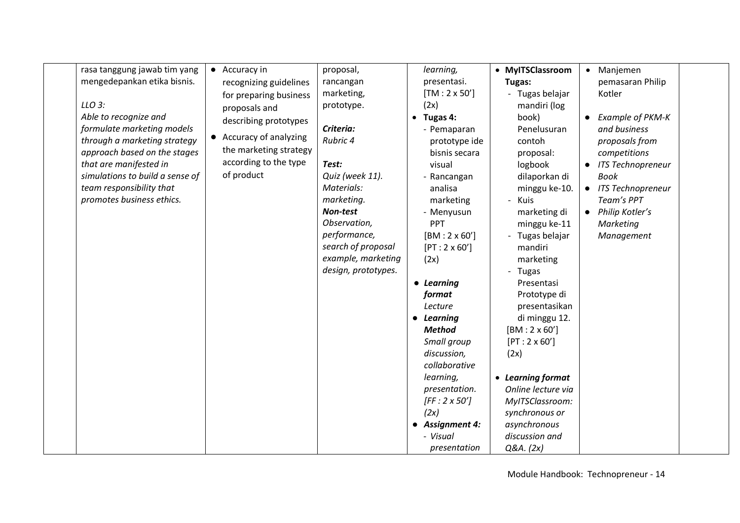| | | | | | | | |
|---|---|---|---|---|---|---|---|
| | rasa tanggung jawab tim yang mengedepankan etika bisnis.<br><br>*LLO 3:*<br>*Able to recognize and formulate marketing models through a marketing strategy approach based on the stages that are manifested in simulations to build a sense of team responsibility that promotes business ethics.* | • Accuracy in recognizing guidelines for preparing business proposals and describing prototypes<br>• Accuracy of analyzing the marketing strategy according to the type of product | proposal, rancangan marketing, prototype.<br><br>***Criteria:***<br>*Rubric 4*<br><br>***Test:***<br>*Quiz (week 11). Materials: marketing.*<br>***Non-test***<br>*Observation, performance, search of proposal example, marketing design, prototypes.* | *learning,* presentasi. [TM : 2 x 50'] (2x)<br>• **Tugas 4:**<br>- Pemaparan prototype ide bisnis secara visual<br>- Rancangan analisa marketing<br>- Menyusun PPT<br>[BM : 2 x 60'] [PT : 2 x 60'] (2x)<br><br>• ***Learning format***<br>*Lecture*<br>• ***Learning Method***<br>*Small group discussion, collaborative learning, presentation. [FF : 2 x 50'] (2x)*<br>• ***Assignment 4:***<br>- *Visual presentation* | • **MyITSClassroom Tugas:**<br>- Tugas belajar mandiri (log book) Penelusuran contoh proposal: logbook dilaporkan di minggu ke-10.<br>- Kuis marketing di minggu ke-11<br>- Tugas belajar mandiri marketing<br>- Tugas Presentasi Prototype di presentasikan di minggu 12.<br>[BM : 2 x 60'] [PT : 2 x 60'] (2x)<br><br>• ***Learning format***<br>*Online lecture via MyITSClassroom: synchronous or asynchronous discussion and Q&A. (2x)* | • Manjemen pemasaran Philip Kotler<br><br>• *Example of PKM-K and business proposals from competitions*<br>• *ITS Technopreneur Book*<br>• *ITS Technopreneur Team's PPT*<br>• *Philip Kotler's Marketing Management* | |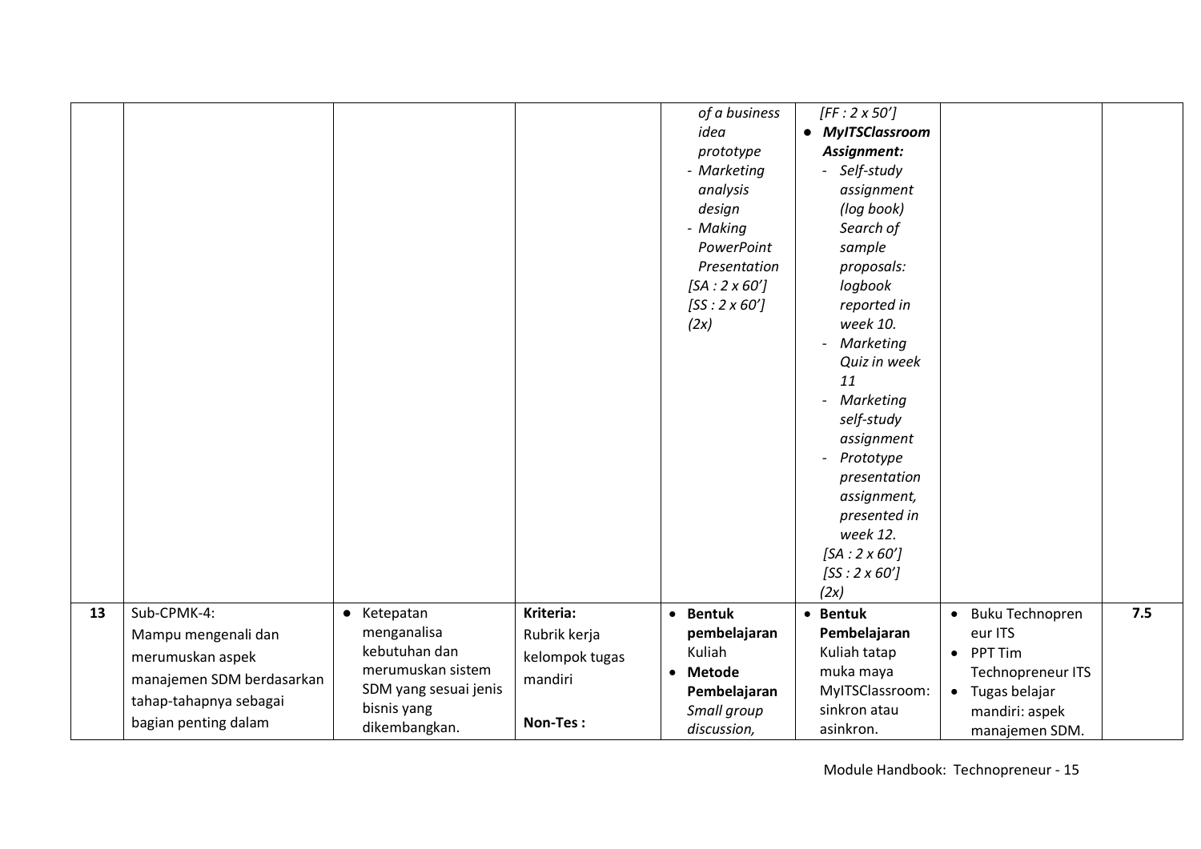| | | | | | | | |
|---|---|---|---|---|---|---|---|
| | | | | *of a business idea prototype*<br>- *Marketing analysis design*<br>- *Making PowerPoint Presentation*<br>*[SA : 2 x 60']*<br>*[SS : 2 x 60']*<br>*(2x)* | *[FF : 2 x 50']*<br>• ***MyITSClassroom Assignment:***<br>- *Self-study assignment (log book) Search of sample proposals: logbook reported in week 10.*<br>- *Marketing Quiz in week 11*<br>- *Marketing self-study assignment*<br>- *Prototype presentation assignment, presented in week 12.*<br>*[SA : 2 x 60']*<br>*[SS : 2 x 60']*<br>*(2x)* | | |
| **13** | Sub-CPMK-4:<br>Mampu mengenali dan merumuskan aspek manajemen SDM berdasarkan tahap-tahapnya sebagai bagian penting dalam | • Ketepatan menganalisa kebutuhan dan merumuskan sistem SDM yang sesuai jenis bisnis yang dikembangkan. | **Kriteria:**<br>Rubrik kerja kelompok tugas mandiri<br><br>**Non-Tes :** | • **Bentuk pembelajaran**<br>Kuliah<br>• **Metode Pembelajaran**<br>*Small group discussion,* | • **Bentuk Pembelajaran**<br>Kuliah tatap muka maya MyITSClassroom: sinkron atau asinkron. | • Buku Technopreneur ITS<br>• PPT Tim Technopreneur ITS<br>• Tugas belajar mandiri: aspek manajemen SDM. | **7.5** |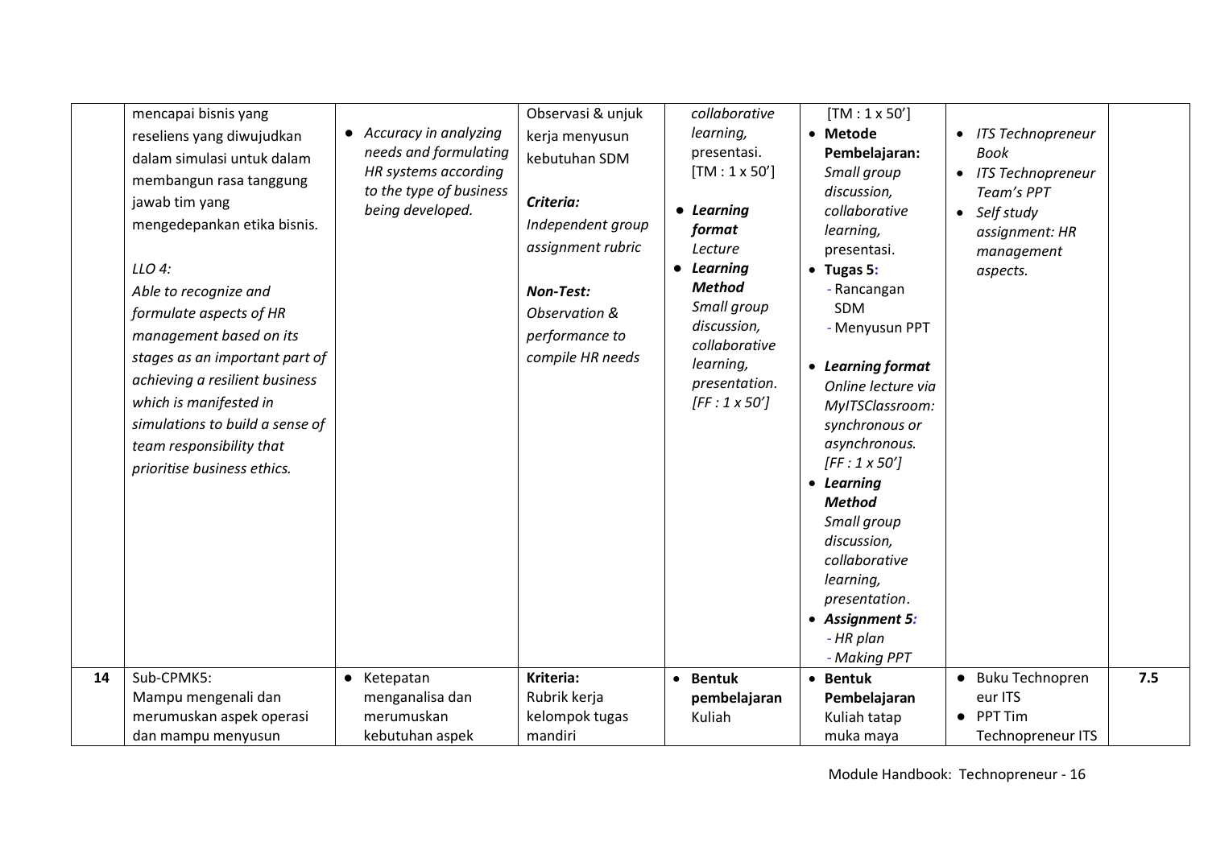| | | | | | | | |
|---|---|---|---|---|---|---|---|
| | mencapai bisnis yang reseliens yang diwujudkan dalam simulasi untuk dalam membangun rasa tanggung jawab tim yang mengedepankan etika bisnis.<br><br>*LLO 4:*<br>*Able to recognize and formulate aspects of HR management based on its stages as an important part of achieving a resilient business which is manifested in simulations to build a sense of team responsibility that prioritise business ethics.* | • *Accuracy in analyzing needs and formulating HR systems according to the type of business being developed.* | Observasi & unjuk kerja menyusun kebutuhan SDM<br><br>***Criteria:***<br>*Independent group assignment rubric*<br><br>***Non-Test:***<br>*Observation & performance to compile HR needs* | *collaborative learning,* presentasi. [TM : 1 x 50']<br><br>• ***Learning format***<br>*Lecture*<br>• ***Learning Method***<br>*Small group discussion, collaborative learning, presentation. [FF : 1 x 50']* | [TM : 1 x 50']<br>• **Metode Pembelajaran:**<br>*Small group discussion, collaborative learning,* presentasi.<br>• **Tugas 5:**<br>- Rancangan SDM<br>- Menyusun PPT<br><br>• ***Learning format***<br>*Online lecture via MyITSClassroom: synchronous or asynchronous. [FF : 1 x 50']*<br>• ***Learning Method***<br>*Small group discussion, collaborative learning, presentation*.<br>• ***Assignment 5:***<br>*- HR plan*<br>*- Making PPT* | • *ITS Technopreneur Book*<br>• *ITS Technopreneur Team's PPT*<br>• *Self study assignment: HR management aspects.* | |
| **14** | Sub-CPMK5:<br>Mampu mengenali dan merumuskan aspek operasi dan mampu menyusun | • Ketepatan menganalisa dan merumuskan kebutuhan aspek | **Kriteria:**<br>Rubrik kerja kelompok tugas mandiri | • **Bentuk pembelajaran**<br>Kuliah | • **Bentuk Pembelajaran**<br>Kuliah tatap muka maya | • Buku Technopreneur ITS<br>• PPT Tim Technopreneur ITS | **7.5** |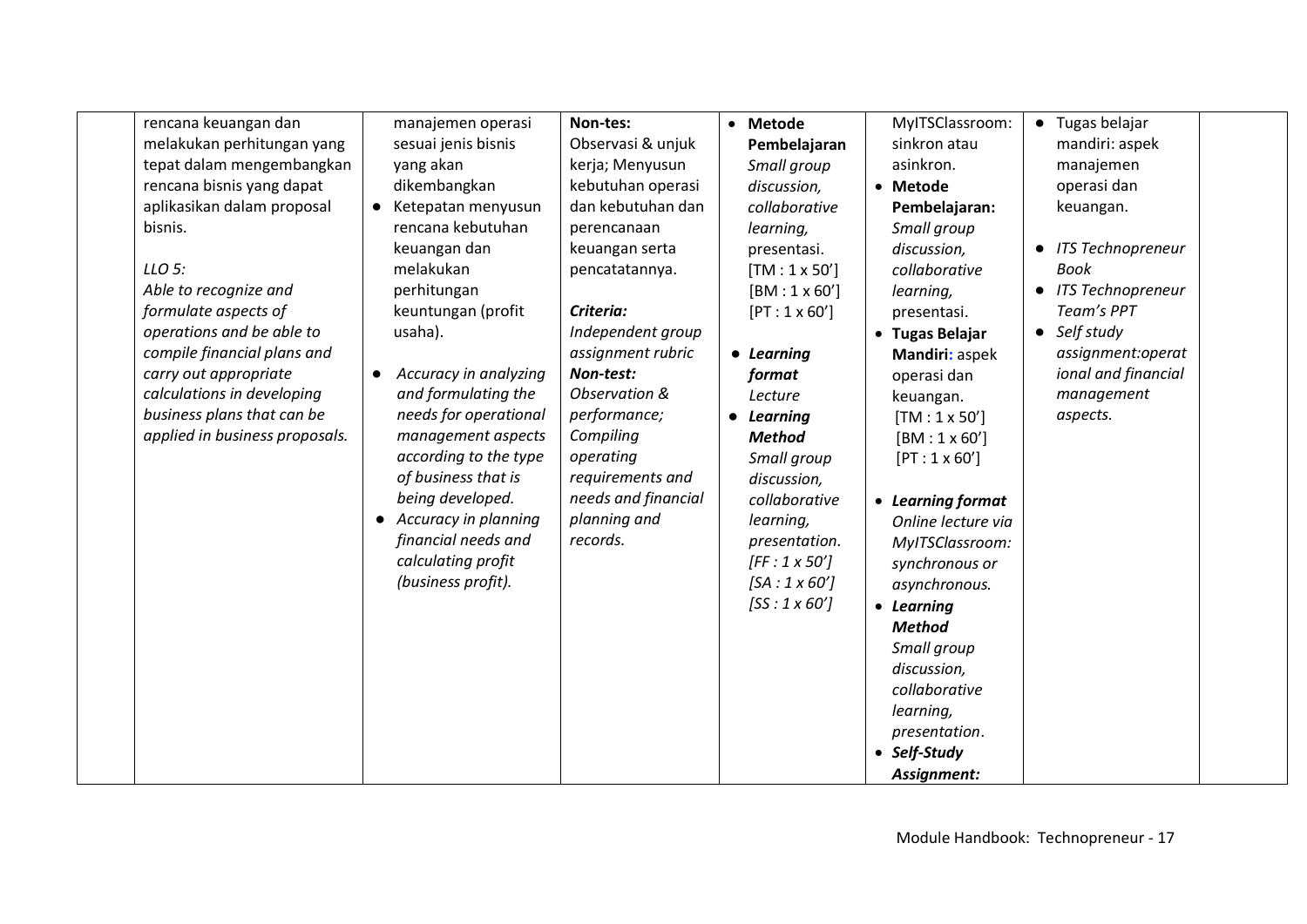| | | | | | | | |
|---|---|---|---|---|---|---|---|
| | rencana keuangan dan melakukan perhitungan yang tepat dalam mengembangkan rencana bisnis yang dapat aplikasikan dalam proposal bisnis.<br><br>*LLO 5:*<br>*Able to recognize and formulate aspects of operations and be able to compile financial plans and carry out appropriate calculations in developing business plans that can be applied in business proposals.* | manajemen operasi sesuai jenis bisnis yang akan dikembangkan<br>● Ketepatan menyusun rencana kebutuhan keuangan dan melakukan perhitungan keuntungan (profit usaha).<br><br>● *Accuracy in analyzing and formulating the needs for operational management aspects according to the type of business that is being developed.*<br>● *Accuracy in planning financial needs and calculating profit (business profit).* | **Non-tes:**<br>Observasi & unjuk kerja; Menyusun kebutuhan operasi dan kebutuhan dan perencanaan keuangan serta pencatatannya.<br><br>***Criteria:***<br>*Independent group assignment rubric*<br>***Non-test:***<br>*Observation & performance; Compiling operating requirements and needs and financial planning and records.* | • **Metode Pembelajaran**<br>*Small group discussion, collaborative learning,* presentasi.<br>[TM : 1 x 50']<br>[BM : 1 x 60']<br>[PT : 1 x 60']<br><br>• ***Learning format***<br>*Lecture*<br>• ***Learning Method***<br>*Small group discussion, collaborative learning, presentation.*<br>*[FF : 1 x 50']*<br>*[SA : 1 x 60']*<br>*[SS : 1 x 60']* | MyITSClassroom: sinkron atau asinkron.<br>• **Metode Pembelajaran:**<br>*Small group discussion, collaborative learning,* presentasi.<br>• **Tugas Belajar Mandiri:** aspek operasi dan keuangan.<br>[TM : 1 x 50']<br>[BM : 1 x 60']<br>[PT : 1 x 60']<br><br>• ***Learning format***<br>*Online lecture via MyITSClassroom: synchronous or asynchronous.*<br>• ***Learning Method***<br>*Small group discussion, collaborative learning, presentation*.<br>• ***Self-Study Assignment:*** | ● Tugas belajar mandiri: aspek manajemen operasi dan keuangan.<br><br>● *ITS Technopreneur Book*<br>● *ITS Technopreneur Team's PPT*<br>● *Self study assignment:operational and financial management aspects.* | |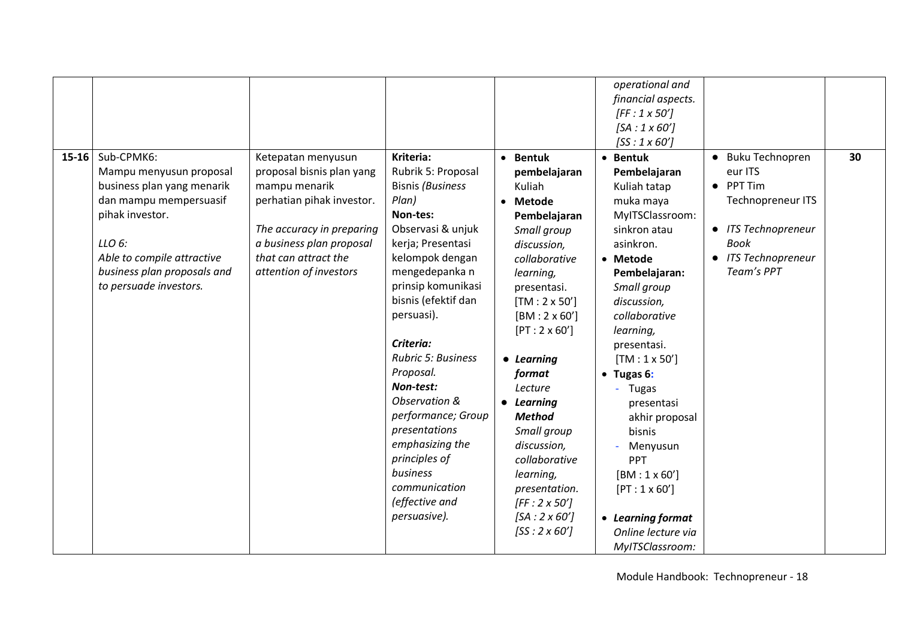| | | | | | | | |
|---|---|---|---|---|---|---|---|
| | | | | | *operational and financial aspects.* *[FF : 1 x 50']* *[SA : 1 x 60']* *[SS : 1 x 60']* | | |
| **15-16** | Sub-CPMK6: Mampu menyusun proposal business plan yang menarik dan mampu mempersuasif pihak investor. *LLO 6: Able to compile attractive business plan proposals and to persuade investors.* | Ketepatan menyusun proposal bisnis plan yang mampu menarik perhatian pihak investor. *The accuracy in preparing a business plan proposal that can attract the attention of investors* | **Kriteria:** Rubrik 5: Proposal Bisnis *(Business Plan)* **Non-tes:** Observasi & unjuk kerja; Presentasi kelompok dengan mengedepanka n prinsip komunikasi bisnis (efektif dan persuasi). ***Criteria:*** *Rubric 5: Business Proposal.* ***Non-test:*** *Observation & performance; Group presentations emphasizing the principles of business communication (effective and persuasive).* | • **Bentuk pembelajaran** Kuliah • **Metode Pembelajaran** *Small group discussion, collaborative learning,* presentasi. [TM : 2 x 50'] [BM : 2 x 60'] [PT : 2 x 60'] • ***Learning format*** *Lecture* • ***Learning Method*** *Small group discussion, collaborative learning, presentation.* *[FF : 2 x 50']* *[SA : 2 x 60']* *[SS : 2 x 60']* | • **Bentuk Pembelajaran** Kuliah tatap muka maya MyITSClassroom: sinkron atau asinkron. • **Metode Pembelajaran:** *Small group discussion, collaborative learning,* presentasi. [TM : 1 x 50'] • **Tugas 6:** - Tugas presentasi akhir proposal bisnis - Menyusun PPT [BM : 1 x 60'] [PT : 1 x 60'] • ***Learning format*** *Online lecture via MyITSClassroom:* | • Buku Technopreneur ITS • PPT Tim Technopreneur ITS • *ITS Technopreneur Book* • *ITS Technopreneur Team's PPT* | **30** |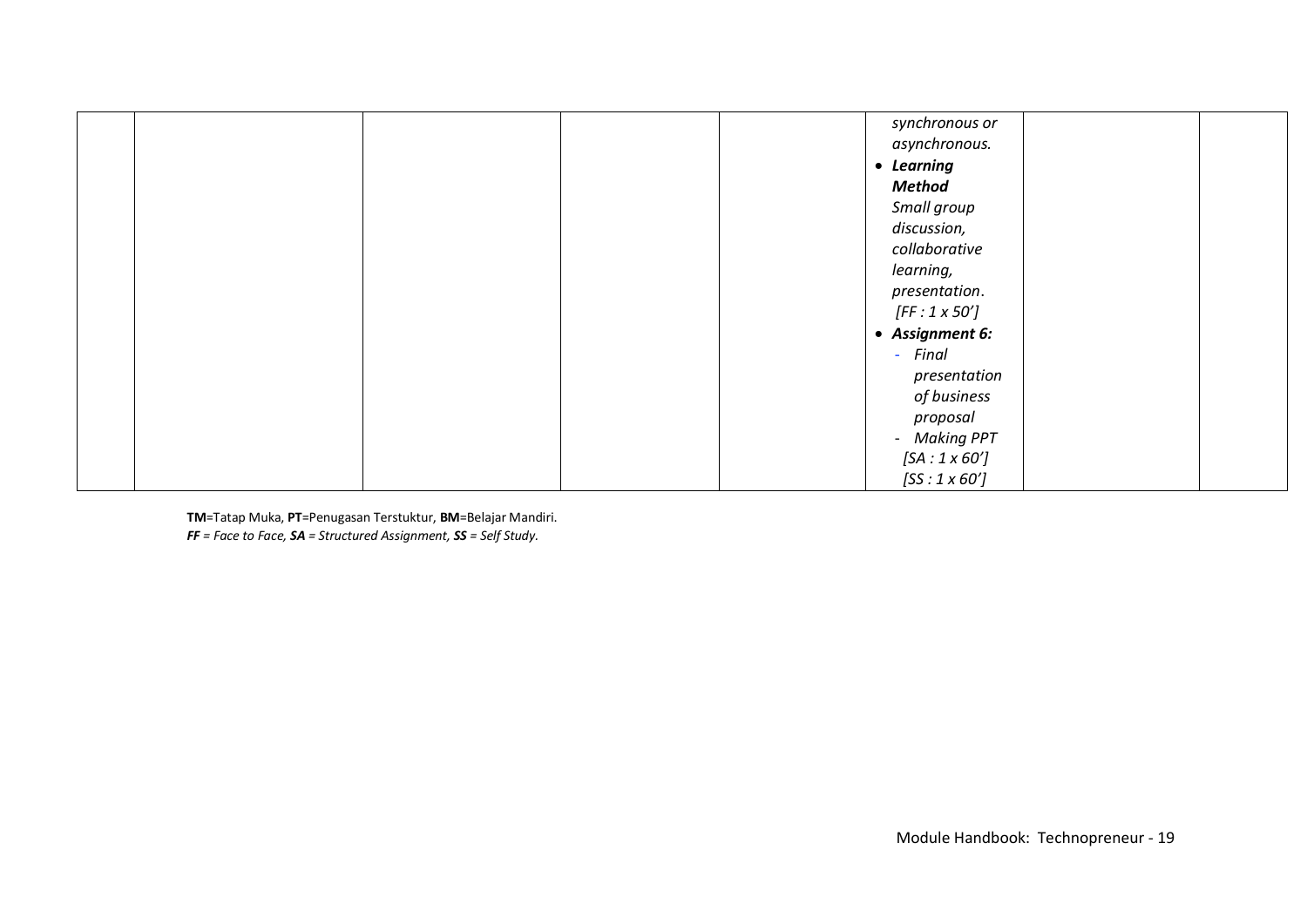| | | | | | | | |
|---|---|---|---|---|---|---|---|
| | | | | | *synchronous or asynchronous.*<br>• ***Learning Method***<br>*Small group discussion, collaborative learning, presentation.*<br>*[FF : 1 x 50']*<br>• ***Assignment 6:***<br>- *Final presentation of business proposal*<br>- *Making PPT*<br>*[SA : 1 x 60']*<br>*[SS : 1 x 60']* | | |

**TM**=Tatap Muka, **PT**=Penugasan Terstuktur, **BM**=Belajar Mandiri.
***FF** = Face to Face, **SA** = Structured Assignment, **SS** = Self Study.*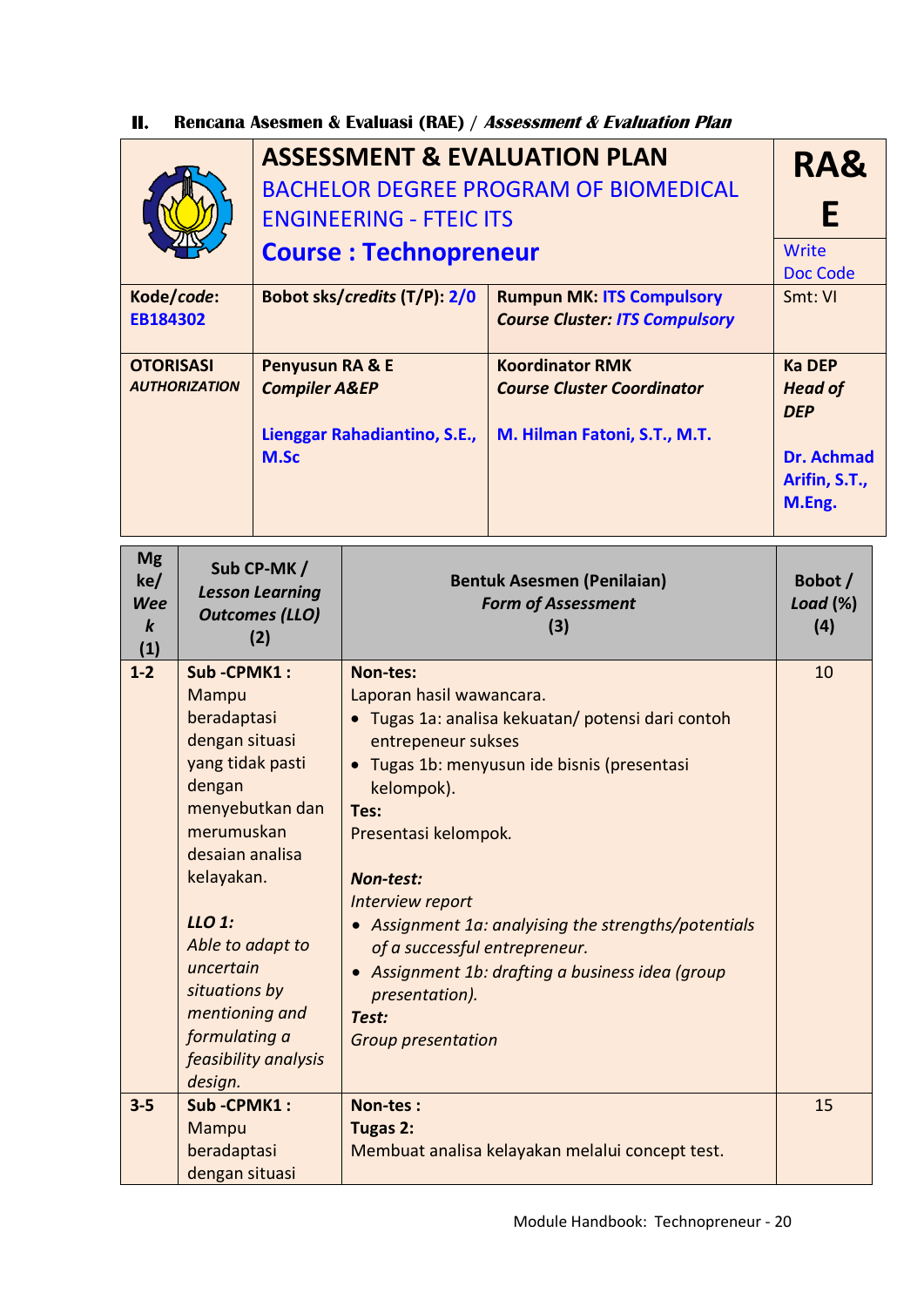## II. Rencana Asesmen & Evaluasi (RAE) / *Assessment & Evaluation Plan*

| | ASSESSMENT & EVALUATION PLAN<br>BACHELOR DEGREE PROGRAM OF BIOMEDICAL ENGINEERING - FTEIC ITS<br>**Course : Technopreneur** | | RA&E<br>Write Doc Code |
|---|---|---|---|
| **Kode/*code*:** EB184302 | **Bobot sks/*credits* (T/P):** 2/0 | **Rumpun MK:** ITS Compulsory<br>***Course Cluster:*** *ITS Compulsory* | Smt: VI |
| **OTORISASI**<br>***AUTHORIZATION*** | **Penyusun RA & E**<br>***Compiler A&EP***<br><br>**Lienggar Rahadiantino, S.E., M.Sc** | **Koordinator RMK**<br>***Course Cluster Coordinator***<br><br>**M. Hilman Fatoni, S.T., M.T.** | **Ka DEP**<br>***Head of DEP***<br><br>**Dr. Achmad Arifin, S.T., M.Eng.** |

| Mg ke/ *Week* (1) | Sub CP-MK / *Lesson Learning Outcomes (LLO)* (2) | Bentuk Asesmen (Penilaian) *Form of Assessment* (3) | Bobot / *Load* (%) (4) |
|---|---|---|---|
| 1-2 | **Sub -CPMK1 :** Mampu beradaptasi dengan situasi yang tidak pasti dengan menyebutkan dan merumuskan desaian analisa kelayakan.<br><br>***LLO 1:*** *Able to adapt to uncertain situations by mentioning and formulating a feasibility analysis design.* | **Non-tes:**<br>Laporan hasil wawancara.<br>• Tugas 1a: analisa kekuatan/ potensi dari contoh entrepeneur sukses<br>• Tugas 1b: menyusun ide bisnis (presentasi kelompok).<br>**Tes:**<br>Presentasi kelompok.<br><br>***Non-test:***<br>*Interview report*<br>• *Assignment 1a: analyising the strengths/potentials of a successful entrepreneur.*<br>• *Assignment 1b: drafting a business idea (group presentation).*<br>***Test:***<br>*Group presentation* | 10 |
| 3-5 | **Sub -CPMK1 :** Mampu beradaptasi dengan situasi | **Non-tes :**<br>**Tugas 2:**<br>Membuat analisa kelayakan melalui concept test. | 15 |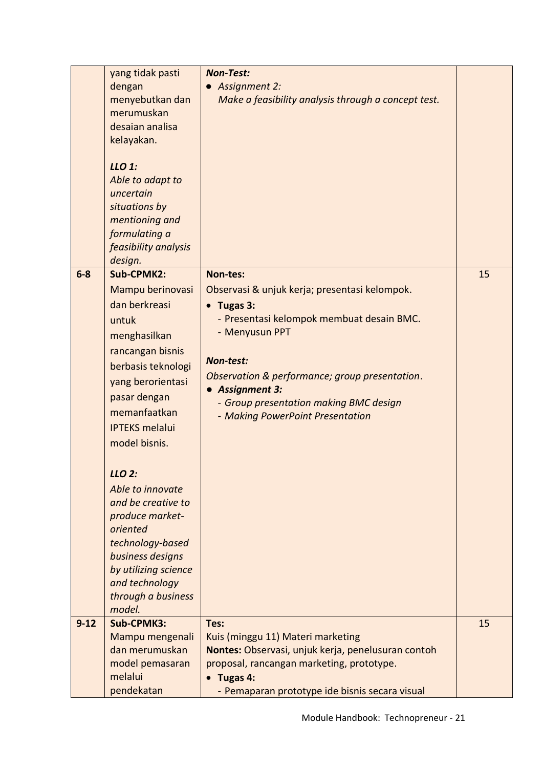| | | | |
|---|---|---|---|
| | yang tidak pasti dengan menyebutkan dan merumuskan desaian analisa kelayakan.<br><br>***LLO 1:***<br>*Able to adapt to uncertain situations by mentioning and formulating a feasibility analysis design.* | ***Non-Test:***<br>● *Assignment 2:*<br>*Make a feasibility analysis through a concept test.* | |
| **6-8** | **Sub-CPMK2:**<br>Mampu berinovasi dan berkreasi untuk menghasilkan rancangan bisnis berbasis teknologi yang berorientasi pasar dengan memanfaatkan IPTEKS melalui model bisnis.<br><br>***LLO 2:***<br>*Able to innovate and be creative to produce market-oriented technology-based business designs by utilizing science and technology through a business model.* | **Non-tes:**<br>Observasi & unjuk kerja; presentasi kelompok.<br>• **Tugas 3:**<br>- Presentasi kelompok membuat desain BMC.<br>- Menyusun PPT<br><br>***Non-test:***<br>*Observation & performance; group presentation*.<br>● ***Assignment 3:***<br>- *Group presentation making BMC design*<br>- *Making PowerPoint Presentation* | 15 |
| **9-12** | **Sub-CPMK3:**<br>Mampu mengenali dan merumuskan model pemasaran melalui pendekatan | **Tes:**<br>Kuis (minggu 11) Materi marketing<br>**Nontes:** Observasi, unjuk kerja, penelusuran contoh proposal, rancangan marketing, prototype.<br>• **Tugas 4:**<br>- Pemaparan prototype ide bisnis secara visual | 15 |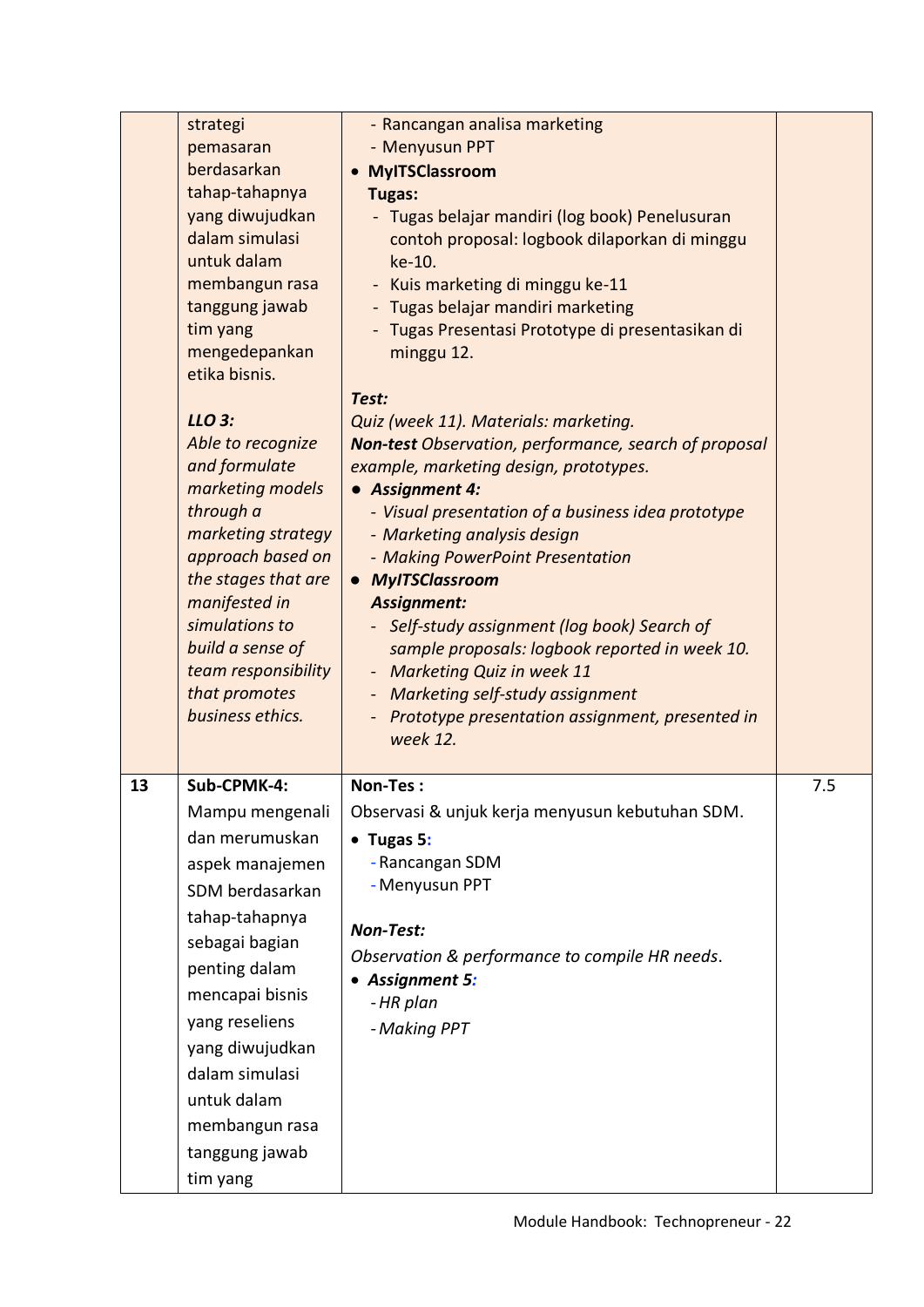| | | | |
|---|---|---|---|
| | strategi pemasaran berdasarkan tahap-tahapnya yang diwujudkan dalam simulasi untuk dalam membangun rasa tanggung jawab tim yang mengedepankan etika bisnis.<br><br>***LLO 3:***<br>*Able to recognize and formulate marketing models through a marketing strategy approach based on the stages that are manifested in simulations to build a sense of team responsibility that promotes business ethics.* | - Rancangan analisa marketing<br>- Menyusun PPT<br>• **MyITSClassroom**<br>**Tugas:**<br>- Tugas belajar mandiri (log book) Penelusuran contoh proposal: logbook dilaporkan di minggu ke-10.<br>- Kuis marketing di minggu ke-11<br>- Tugas belajar mandiri marketing<br>- Tugas Presentasi Prototype di presentasikan di minggu 12.<br><br>***Test:***<br>*Quiz (week 11). Materials: marketing.*<br>***Non-test*** *Observation, performance, search of proposal example, marketing design, prototypes.*<br>• ***Assignment 4:***<br>*- Visual presentation of a business idea prototype*<br>*- Marketing analysis design*<br>*- Making PowerPoint Presentation*<br>• ***MyITSClassroom***<br>***Assignment:***<br>*- Self-study assignment (log book) Search of sample proposals: logbook reported in week 10.*<br>*- Marketing Quiz in week 11*<br>*- Marketing self-study assignment*<br>*- Prototype presentation assignment, presented in week 12.* | |
| **13** | **Sub-CPMK-4:**<br>Mampu mengenali dan merumuskan aspek manajemen SDM berdasarkan tahap-tahapnya sebagai bagian penting dalam mencapai bisnis yang reseliens yang diwujudkan dalam simulasi untuk dalam membangun rasa tanggung jawab tim yang | **Non-Tes :**<br>Observasi & unjuk kerja menyusun kebutuhan SDM.<br>• **Tugas 5:**<br>- Rancangan SDM<br>- Menyusun PPT<br><br>***Non-Test:***<br>*Observation & performance to compile HR needs.*<br>• ***Assignment 5:***<br>*- HR plan*<br>*- Making PPT* | 7.5 |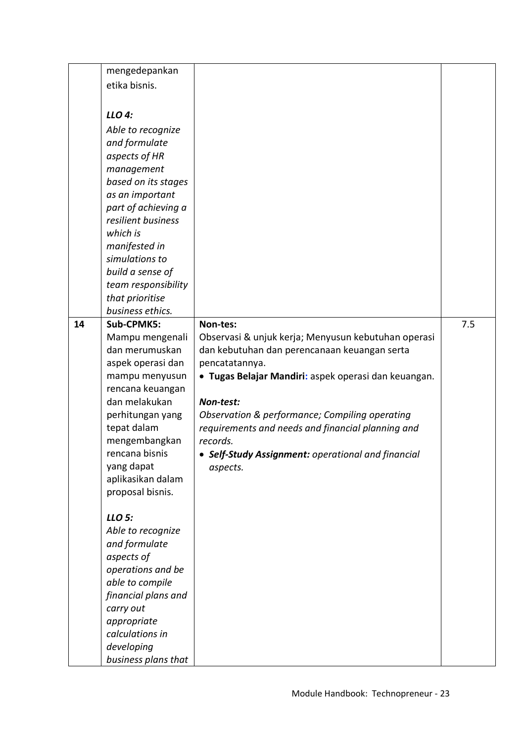| | | | |
|---|---|---|---|
| | mengedepankan etika bisnis.<br><br>***LLO 4:***<br>*Able to recognize and formulate aspects of HR management based on its stages as an important part of achieving a resilient business which is manifested in simulations to build a sense of team responsibility that prioritise business ethics.* | | |
| **14** | **Sub-CPMK5:**<br>Mampu mengenali dan merumuskan aspek operasi dan mampu menyusun rencana keuangan dan melakukan perhitungan yang tepat dalam mengembangkan rencana bisnis yang dapat aplikasikan dalam proposal bisnis.<br><br>***LLO 5:***<br>*Able to recognize and formulate aspects of operations and be able to compile financial plans and carry out appropriate calculations in developing business plans that* | **Non-tes:**<br>Observasi & unjuk kerja; Menyusun kebutuhan operasi dan kebutuhan dan perencanaan keuangan serta pencatatannya.<br>• **Tugas Belajar Mandiri:** aspek operasi dan keuangan.<br><br>***Non-test:***<br>*Observation & performance; Compiling operating requirements and needs and financial planning and records.*<br>• ***Self-Study Assignment:*** *operational and financial aspects.* | 7.5 |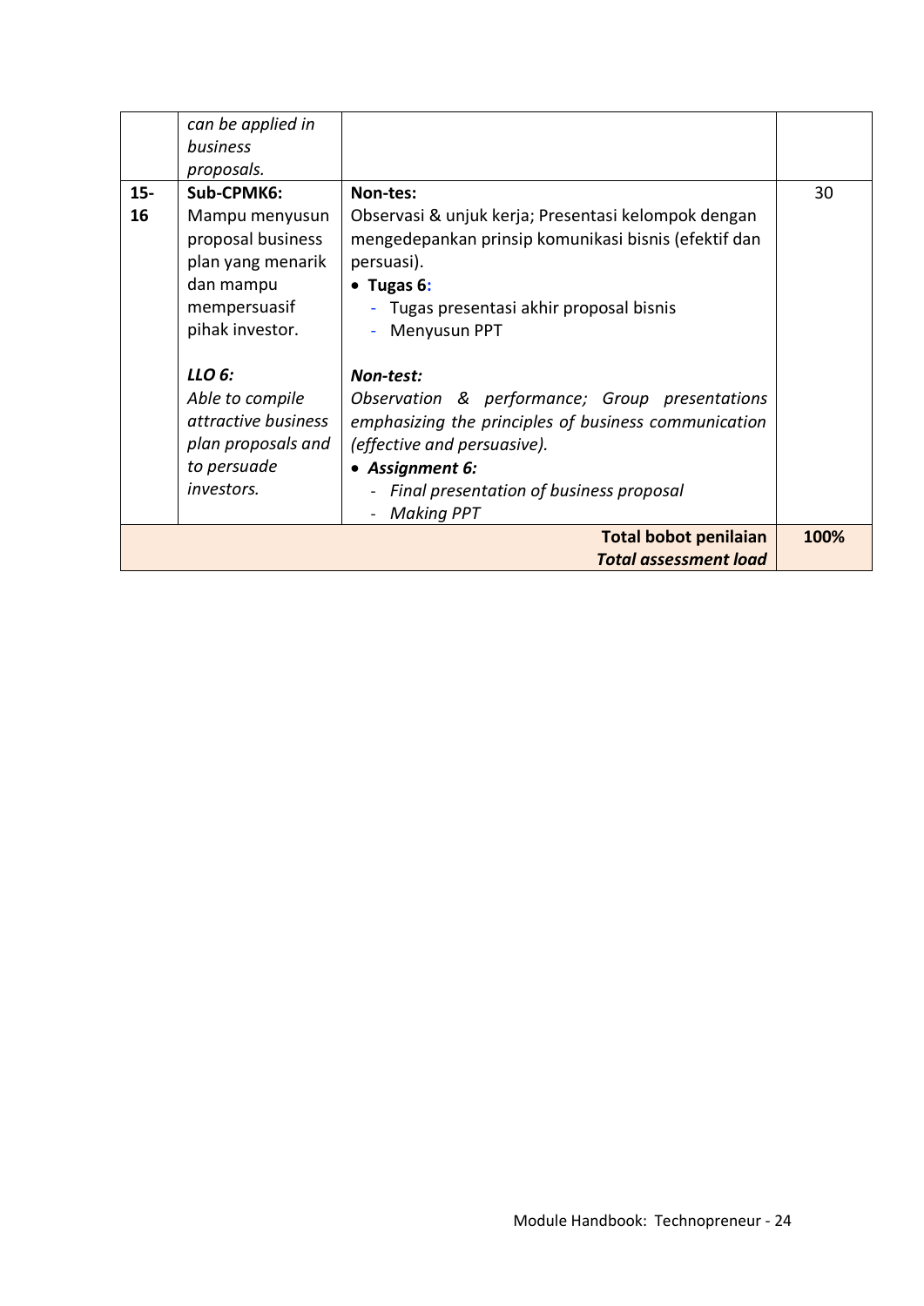| | | | |
|---|---|---|---|
| | *can be applied in business proposals.* | | |
| **15-16** | **Sub-CPMK6:** Mampu menyusun proposal business plan yang menarik dan mampu mempersuasif pihak investor.<br><br>***LLO 6:*** *Able to compile attractive business plan proposals and to persuade investors.* | **Non-tes:** Observasi & unjuk kerja; Presentasi kelompok dengan mengedepankan prinsip komunikasi bisnis (efektif dan persuasi).<br>• **Tugas 6:**<br>- Tugas presentasi akhir proposal bisnis<br>- Menyusun PPT<br><br>***Non-test:*** *Observation & performance; Group presentations emphasizing the principles of business communication (effective and persuasive).*<br>• ***Assignment 6:***<br>- *Final presentation of business proposal*<br>- *Making PPT* | 30 |
| | | **Total bobot penilaian** ***Total assessment load*** | **100%** |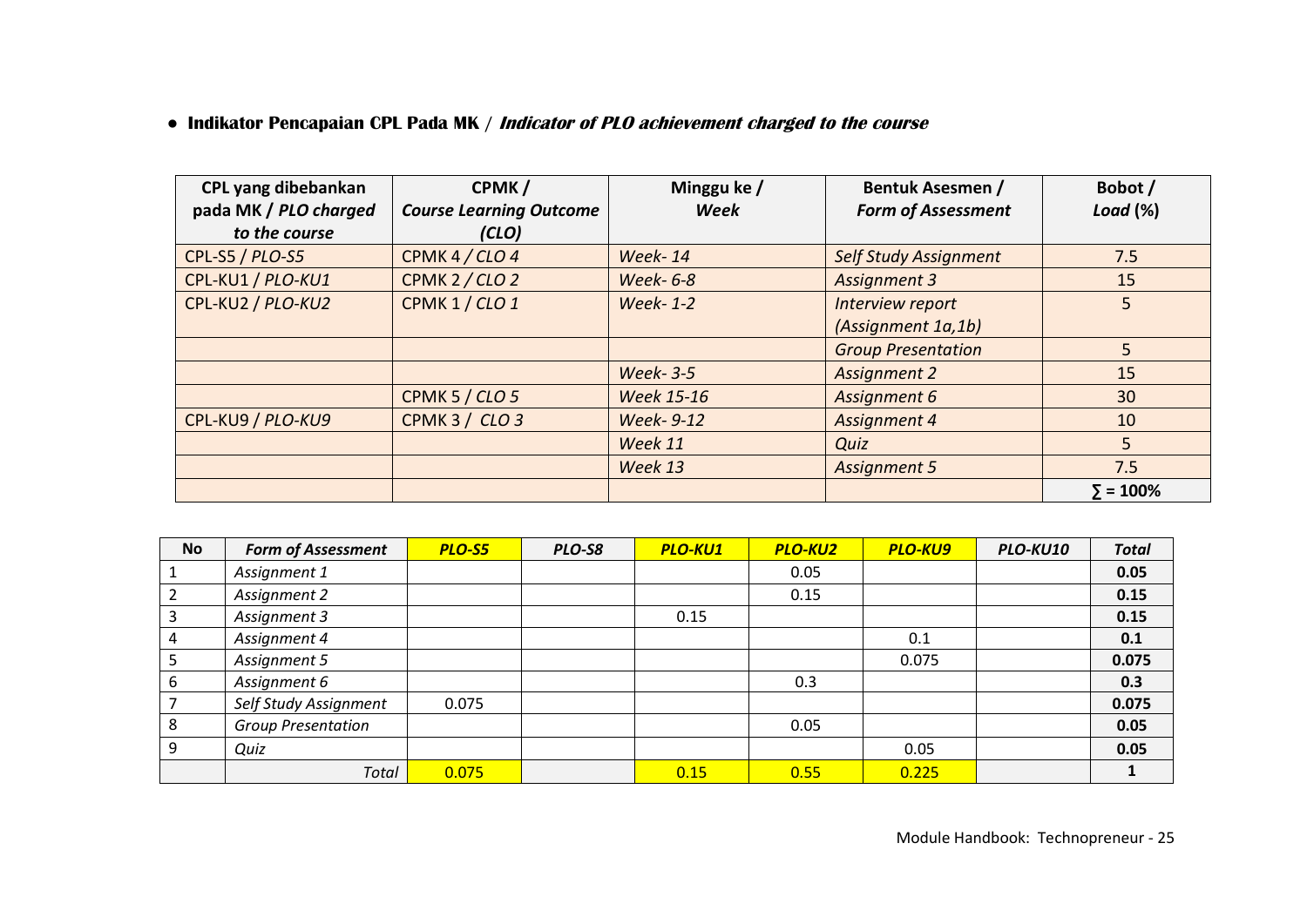- **Indikator Pencapaian CPL Pada MK** / ***Indicator of PLO achievement charged to the course***

| CPL yang dibebankan pada MK / *PLO charged to the course* | CPMK / *Course Learning Outcome (CLO)* | Minggu ke / *Week* | Bentuk Asesmen / *Form of Assessment* | Bobot / *Load* (%) |
|---|---|---|---|---|
| CPL-S5 / *PLO-S5* | CPMK 4 / *CLO 4* | *Week- 14* | *Self Study Assignment* | 7.5 |
| CPL-KU1 / *PLO-KU1* | CPMK 2 / *CLO 2* | *Week- 6-8* | *Assignment 3* | 15 |
| CPL-KU2 / *PLO-KU2* | CPMK 1 / *CLO 1* | *Week- 1-2* | *Interview report (Assignment 1a,1b)* | 5 |
| | | | *Group Presentation* | 5 |
| | | *Week- 3-5* | *Assignment 2* | 15 |
| | CPMK 5 / *CLO 5* | *Week 15-16* | *Assignment 6* | 30 |
| CPL-KU9 / *PLO-KU9* | CPMK 3 / *CLO 3* | *Week- 9-12* | *Assignment 4* | 10 |
| | | *Week 11* | *Quiz* | 5 |
| | | *Week 13* | *Assignment 5* | 7.5 |
| | | | | **∑ = 100%** |

| No | *Form of Assessment* | ***PLO-S5*** | ***PLO-S8*** | ***PLO-KU1*** | ***PLO-KU2*** | ***PLO-KU9*** | ***PLO-KU10*** | ***Total*** |
|---|---|---|---|---|---|---|---|---|
| 1 | *Assignment 1* | | | | 0.05 | | | **0.05** |
| 2 | *Assignment 2* | | | | 0.15 | | | **0.15** |
| 3 | *Assignment 3* | | | 0.15 | | | | **0.15** |
| 4 | *Assignment 4* | | | | | 0.1 | | **0.1** |
| 5 | *Assignment 5* | | | | | 0.075 | | **0.075** |
| 6 | *Assignment 6* | | | | 0.3 | | | **0.3** |
| 7 | *Self Study Assignment* | 0.075 | | | | | | **0.075** |
| 8 | *Group Presentation* | | | | 0.05 | | | **0.05** |
| 9 | *Quiz* | | | | | 0.05 | | **0.05** |
| | *Total* | 0.075 | | 0.15 | 0.55 | 0.225 | | **1** |